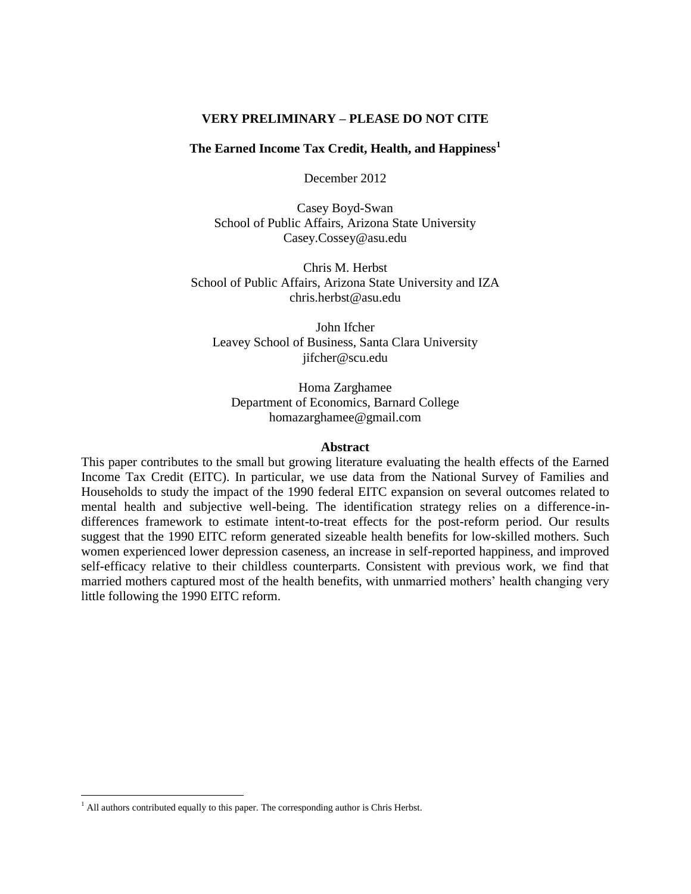**VERY PRELIMINARY – PLEASE DO NOT CITE**

# The Earned Income Tax Credit, Health, and Happiness[1]

December 2012

Casey Boyd-Swan
School of Public Affairs, Arizona State University
Casey.Cossey@asu.edu

Chris M. Herbst
School of Public Affairs, Arizona State University and IZA
chris.herbst@asu.edu

John Ifcher
Leavey School of Business, Santa Clara University
jifcher@scu.edu

Homa Zarghamee
Department of Economics, Barnard College
homazarghamee@gmail.com

## Abstract

This paper contributes to the small but growing literature evaluating the health effects of the Earned Income Tax Credit (EITC). In particular, we use data from the National Survey of Families and Households to study the impact of the 1990 federal EITC expansion on several outcomes related to mental health and subjective well-being. The identification strategy relies on a difference-in-differences framework to estimate intent-to-treat effects for the post-reform period. Our results suggest that the 1990 EITC reform generated sizeable health benefits for low-skilled mothers. Such women experienced lower depression caseness, an increase in self-reported happiness, and improved self-efficacy relative to their childless counterparts. Consistent with previous work, we find that married mothers captured most of the health benefits, with unmarried mothers' health changing very little following the 1990 EITC reform.

[1] All authors contributed equally to this paper. The corresponding author is Chris Herbst.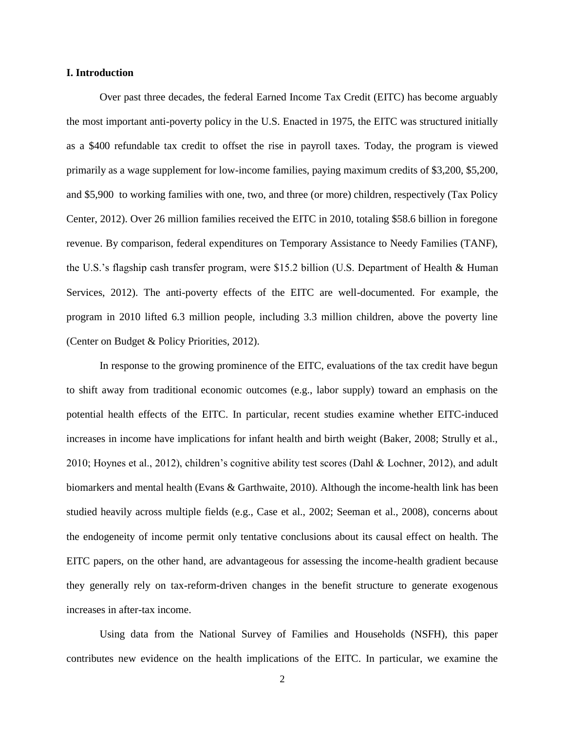## I. Introduction

Over past three decades, the federal Earned Income Tax Credit (EITC) has become arguably the most important anti-poverty policy in the U.S. Enacted in 1975, the EITC was structured initially as a $400 refundable tax credit to offset the rise in payroll taxes. Today, the program is viewed primarily as a wage supplement for low-income families, paying maximum credits of $3,200, $5,200, and $5,900 to working families with one, two, and three (or more) children, respectively (Tax Policy Center, 2012). Over 26 million families received the EITC in 2010, totaling $58.6 billion in foregone revenue. By comparison, federal expenditures on Temporary Assistance to Needy Families (TANF), the U.S.'s flagship cash transfer program, were $15.2 billion (U.S. Department of Health & Human Services, 2012). The anti-poverty effects of the EITC are well-documented. For example, the program in 2010 lifted 6.3 million people, including 3.3 million children, above the poverty line (Center on Budget & Policy Priorities, 2012).

In response to the growing prominence of the EITC, evaluations of the tax credit have begun to shift away from traditional economic outcomes (e.g., labor supply) toward an emphasis on the potential health effects of the EITC. In particular, recent studies examine whether EITC-induced increases in income have implications for infant health and birth weight (Baker, 2008; Strully et al., 2010; Hoynes et al., 2012), children's cognitive ability test scores (Dahl & Lochner, 2012), and adult biomarkers and mental health (Evans & Garthwaite, 2010). Although the income-health link has been studied heavily across multiple fields (e.g., Case et al., 2002; Seeman et al., 2008), concerns about the endogeneity of income permit only tentative conclusions about its causal effect on health. The EITC papers, on the other hand, are advantageous for assessing the income-health gradient because they generally rely on tax-reform-driven changes in the benefit structure to generate exogenous increases in after-tax income.

Using data from the National Survey of Families and Households (NSFH), this paper contributes new evidence on the health implications of the EITC. In particular, we examine the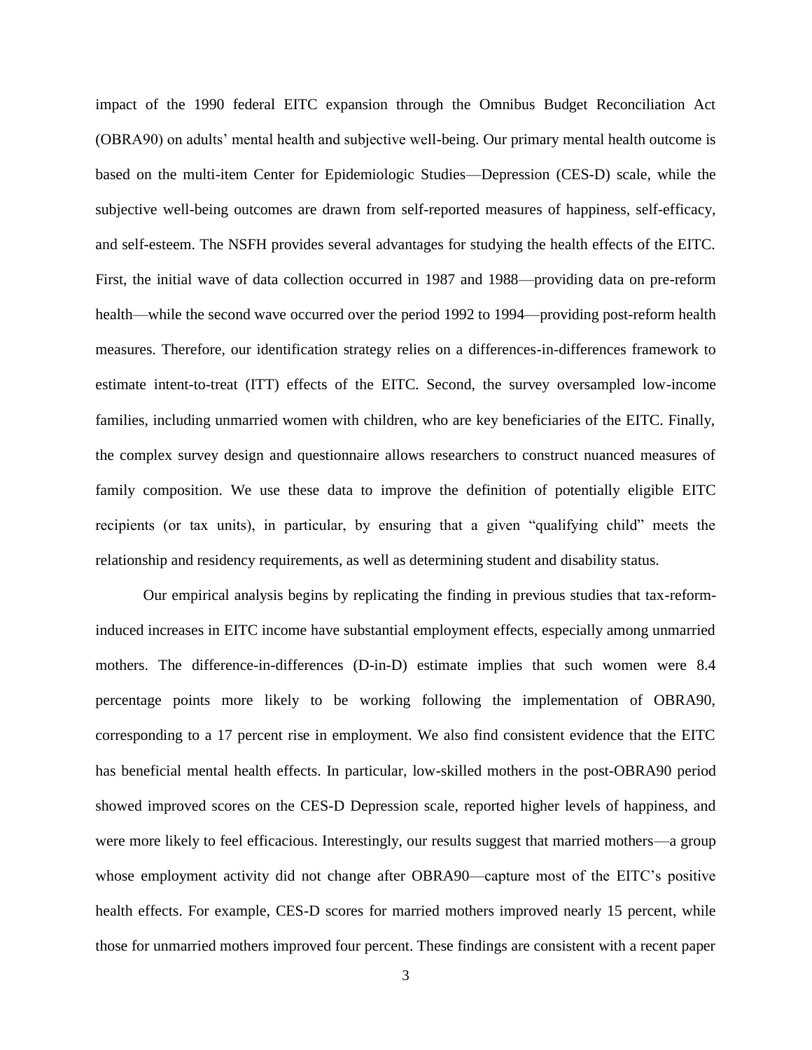impact of the 1990 federal EITC expansion through the Omnibus Budget Reconciliation Act (OBRA90) on adults' mental health and subjective well-being. Our primary mental health outcome is based on the multi-item Center for Epidemiologic Studies—Depression (CES-D) scale, while the subjective well-being outcomes are drawn from self-reported measures of happiness, self-efficacy, and self-esteem. The NSFH provides several advantages for studying the health effects of the EITC. First, the initial wave of data collection occurred in 1987 and 1988—providing data on pre-reform health—while the second wave occurred over the period 1992 to 1994—providing post-reform health measures. Therefore, our identification strategy relies on a differences-in-differences framework to estimate intent-to-treat (ITT) effects of the EITC. Second, the survey oversampled low-income families, including unmarried women with children, who are key beneficiaries of the EITC. Finally, the complex survey design and questionnaire allows researchers to construct nuanced measures of family composition. We use these data to improve the definition of potentially eligible EITC recipients (or tax units), in particular, by ensuring that a given "qualifying child" meets the relationship and residency requirements, as well as determining student and disability status.

Our empirical analysis begins by replicating the finding in previous studies that tax-reform-induced increases in EITC income have substantial employment effects, especially among unmarried mothers. The difference-in-differences (D-in-D) estimate implies that such women were 8.4 percentage points more likely to be working following the implementation of OBRA90, corresponding to a 17 percent rise in employment. We also find consistent evidence that the EITC has beneficial mental health effects. In particular, low-skilled mothers in the post-OBRA90 period showed improved scores on the CES-D Depression scale, reported higher levels of happiness, and were more likely to feel efficacious. Interestingly, our results suggest that married mothers—a group whose employment activity did not change after OBRA90—capture most of the EITC's positive health effects. For example, CES-D scores for married mothers improved nearly 15 percent, while those for unmarried mothers improved four percent. These findings are consistent with a recent paper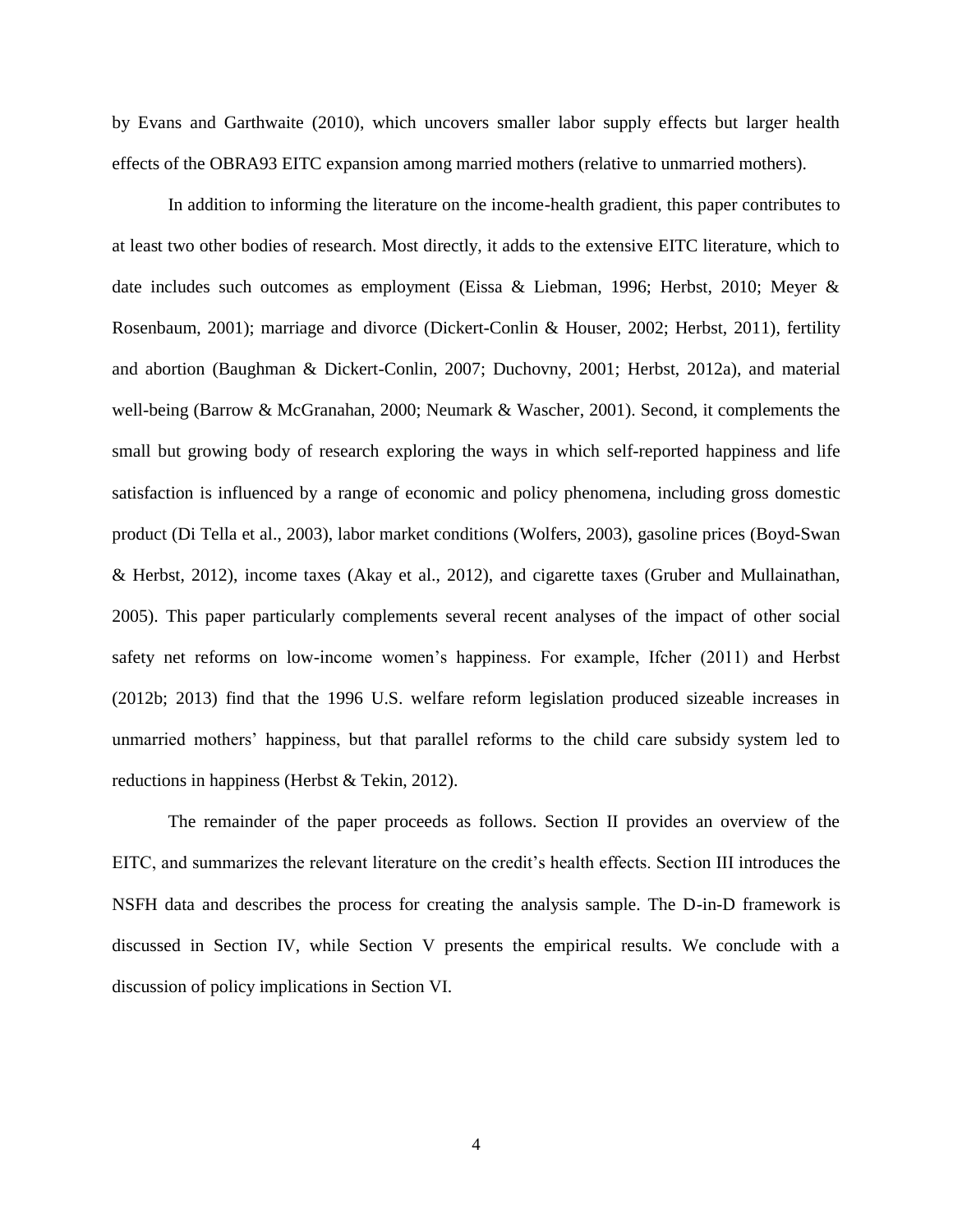by Evans and Garthwaite (2010), which uncovers smaller labor supply effects but larger health effects of the OBRA93 EITC expansion among married mothers (relative to unmarried mothers).

In addition to informing the literature on the income-health gradient, this paper contributes to at least two other bodies of research. Most directly, it adds to the extensive EITC literature, which to date includes such outcomes as employment (Eissa & Liebman, 1996; Herbst, 2010; Meyer & Rosenbaum, 2001); marriage and divorce (Dickert-Conlin & Houser, 2002; Herbst, 2011), fertility and abortion (Baughman & Dickert-Conlin, 2007; Duchovny, 2001; Herbst, 2012a), and material well-being (Barrow & McGranahan, 2000; Neumark & Wascher, 2001). Second, it complements the small but growing body of research exploring the ways in which self-reported happiness and life satisfaction is influenced by a range of economic and policy phenomena, including gross domestic product (Di Tella et al., 2003), labor market conditions (Wolfers, 2003), gasoline prices (Boyd-Swan & Herbst, 2012), income taxes (Akay et al., 2012), and cigarette taxes (Gruber and Mullainathan, 2005). This paper particularly complements several recent analyses of the impact of other social safety net reforms on low-income women's happiness. For example, Ifcher (2011) and Herbst (2012b; 2013) find that the 1996 U.S. welfare reform legislation produced sizeable increases in unmarried mothers' happiness, but that parallel reforms to the child care subsidy system led to reductions in happiness (Herbst & Tekin, 2012).

The remainder of the paper proceeds as follows. Section II provides an overview of the EITC, and summarizes the relevant literature on the credit's health effects. Section III introduces the NSFH data and describes the process for creating the analysis sample. The D-in-D framework is discussed in Section IV, while Section V presents the empirical results. We conclude with a discussion of policy implications in Section VI.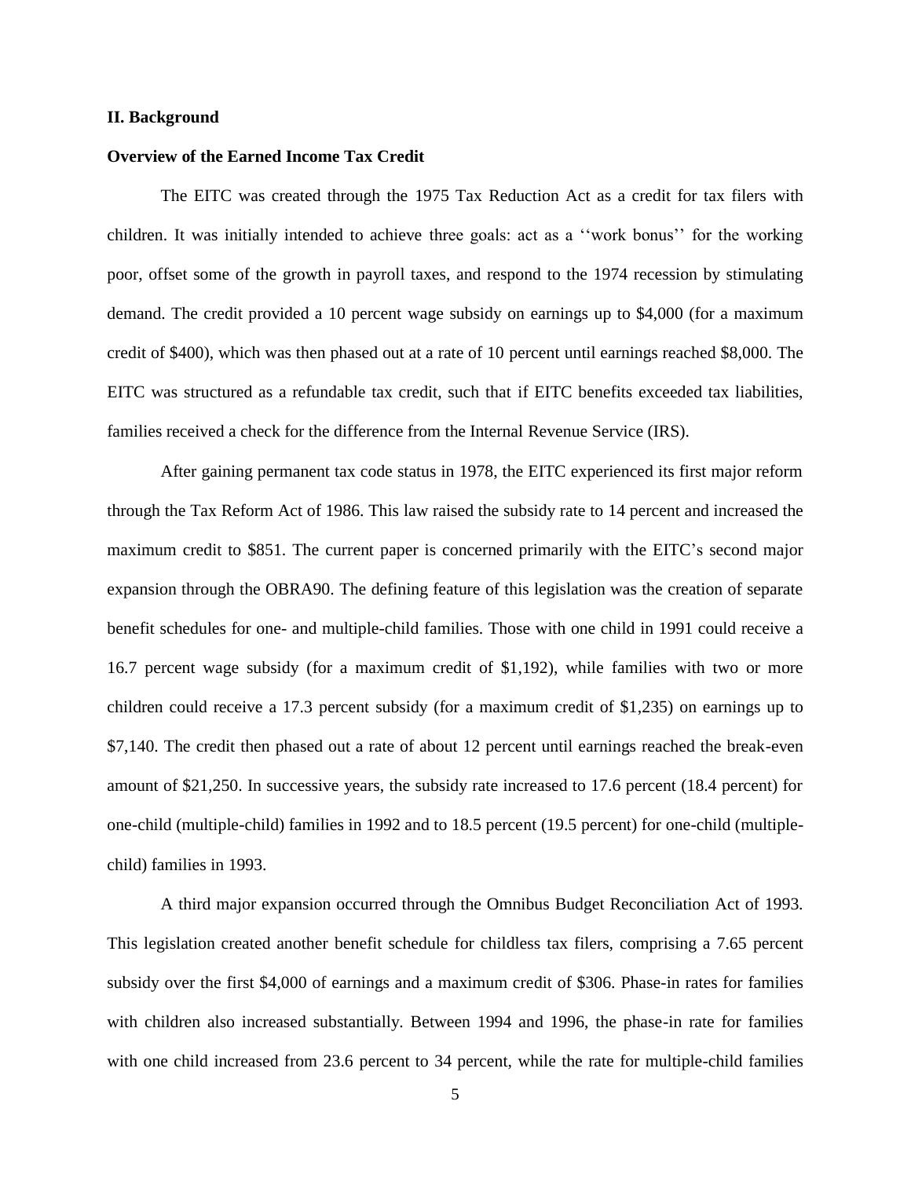## II. Background

### Overview of the Earned Income Tax Credit

The EITC was created through the 1975 Tax Reduction Act as a credit for tax filers with children. It was initially intended to achieve three goals: act as a ''work bonus'' for the working poor, offset some of the growth in payroll taxes, and respond to the 1974 recession by stimulating demand. The credit provided a 10 percent wage subsidy on earnings up to $4,000 (for a maximum credit of $400), which was then phased out at a rate of 10 percent until earnings reached $8,000. The EITC was structured as a refundable tax credit, such that if EITC benefits exceeded tax liabilities, families received a check for the difference from the Internal Revenue Service (IRS).

After gaining permanent tax code status in 1978, the EITC experienced its first major reform through the Tax Reform Act of 1986. This law raised the subsidy rate to 14 percent and increased the maximum credit to $851. The current paper is concerned primarily with the EITC's second major expansion through the OBRA90. The defining feature of this legislation was the creation of separate benefit schedules for one- and multiple-child families. Those with one child in 1991 could receive a 16.7 percent wage subsidy (for a maximum credit of $1,192), while families with two or more children could receive a 17.3 percent subsidy (for a maximum credit of $1,235) on earnings up to $7,140. The credit then phased out a rate of about 12 percent until earnings reached the break-even amount of $21,250. In successive years, the subsidy rate increased to 17.6 percent (18.4 percent) for one-child (multiple-child) families in 1992 and to 18.5 percent (19.5 percent) for one-child (multiple-child) families in 1993.

A third major expansion occurred through the Omnibus Budget Reconciliation Act of 1993. This legislation created another benefit schedule for childless tax filers, comprising a 7.65 percent subsidy over the first $4,000 of earnings and a maximum credit of $306. Phase-in rates for families with children also increased substantially. Between 1994 and 1996, the phase-in rate for families with one child increased from 23.6 percent to 34 percent, while the rate for multiple-child families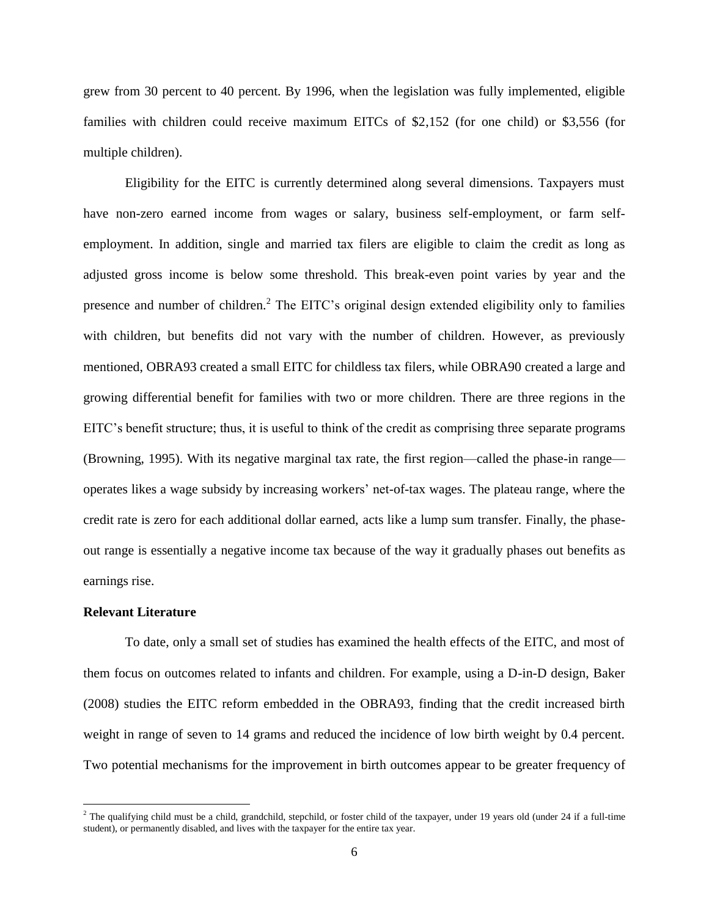grew from 30 percent to 40 percent. By 1996, when the legislation was fully implemented, eligible families with children could receive maximum EITCs of $2,152 (for one child) or $3,556 (for multiple children).

Eligibility for the EITC is currently determined along several dimensions. Taxpayers must have non-zero earned income from wages or salary, business self-employment, or farm self-employment. In addition, single and married tax filers are eligible to claim the credit as long as adjusted gross income is below some threshold. This break-even point varies by year and the presence and number of children.[2] The EITC's original design extended eligibility only to families with children, but benefits did not vary with the number of children. However, as previously mentioned, OBRA93 created a small EITC for childless tax filers, while OBRA90 created a large and growing differential benefit for families with two or more children. There are three regions in the EITC's benefit structure; thus, it is useful to think of the credit as comprising three separate programs (Browning, 1995). With its negative marginal tax rate, the first region—called the phase-in range—operates likes a wage subsidy by increasing workers' net-of-tax wages. The plateau range, where the credit rate is zero for each additional dollar earned, acts like a lump sum transfer. Finally, the phase-out range is essentially a negative income tax because of the way it gradually phases out benefits as earnings rise.

**Relevant Literature**

To date, only a small set of studies has examined the health effects of the EITC, and most of them focus on outcomes related to infants and children. For example, using a D-in-D design, Baker (2008) studies the EITC reform embedded in the OBRA93, finding that the credit increased birth weight in range of seven to 14 grams and reduced the incidence of low birth weight by 0.4 percent. Two potential mechanisms for the improvement in birth outcomes appear to be greater frequency of

---

[2] The qualifying child must be a child, grandchild, stepchild, or foster child of the taxpayer, under 19 years old (under 24 if a full-time student), or permanently disabled, and lives with the taxpayer for the entire tax year.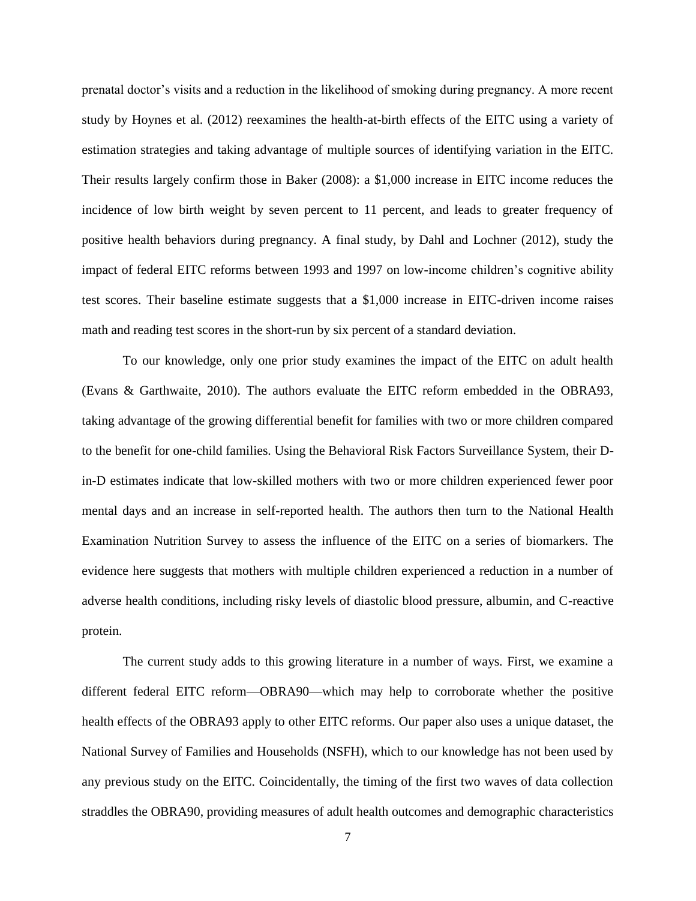prenatal doctor's visits and a reduction in the likelihood of smoking during pregnancy. A more recent study by Hoynes et al. (2012) reexamines the health-at-birth effects of the EITC using a variety of estimation strategies and taking advantage of multiple sources of identifying variation in the EITC. Their results largely confirm those in Baker (2008): a $1,000 increase in EITC income reduces the incidence of low birth weight by seven percent to 11 percent, and leads to greater frequency of positive health behaviors during pregnancy. A final study, by Dahl and Lochner (2012), study the impact of federal EITC reforms between 1993 and 1997 on low-income children's cognitive ability test scores. Their baseline estimate suggests that a $1,000 increase in EITC-driven income raises math and reading test scores in the short-run by six percent of a standard deviation.

To our knowledge, only one prior study examines the impact of the EITC on adult health (Evans & Garthwaite, 2010). The authors evaluate the EITC reform embedded in the OBRA93, taking advantage of the growing differential benefit for families with two or more children compared to the benefit for one-child families. Using the Behavioral Risk Factors Surveillance System, their D-in-D estimates indicate that low-skilled mothers with two or more children experienced fewer poor mental days and an increase in self-reported health. The authors then turn to the National Health Examination Nutrition Survey to assess the influence of the EITC on a series of biomarkers. The evidence here suggests that mothers with multiple children experienced a reduction in a number of adverse health conditions, including risky levels of diastolic blood pressure, albumin, and C-reactive protein.

The current study adds to this growing literature in a number of ways. First, we examine a different federal EITC reform—OBRA90—which may help to corroborate whether the positive health effects of the OBRA93 apply to other EITC reforms. Our paper also uses a unique dataset, the National Survey of Families and Households (NSFH), which to our knowledge has not been used by any previous study on the EITC. Coincidentally, the timing of the first two waves of data collection straddles the OBRA90, providing measures of adult health outcomes and demographic characteristics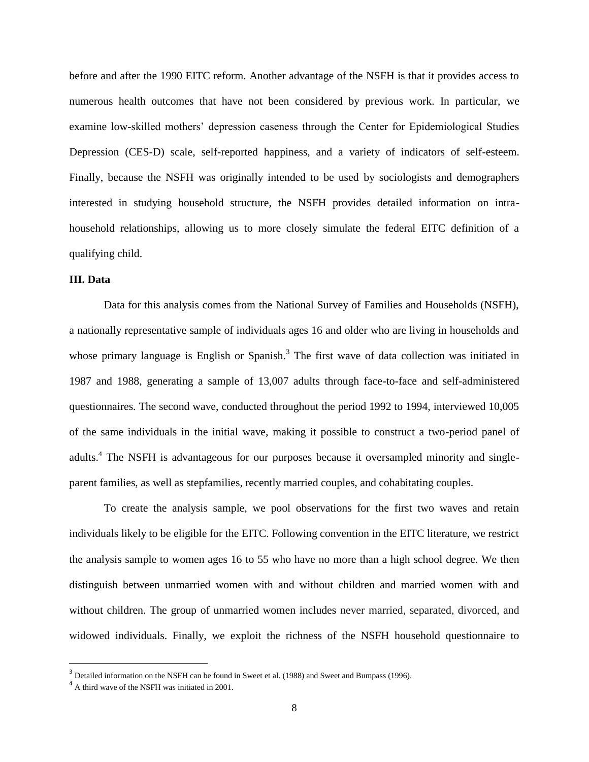before and after the 1990 EITC reform. Another advantage of the NSFH is that it provides access to numerous health outcomes that have not been considered by previous work. In particular, we examine low-skilled mothers' depression caseness through the Center for Epidemiological Studies Depression (CES-D) scale, self-reported happiness, and a variety of indicators of self-esteem. Finally, because the NSFH was originally intended to be used by sociologists and demographers interested in studying household structure, the NSFH provides detailed information on intra-household relationships, allowing us to more closely simulate the federal EITC definition of a qualifying child.

**III. Data**

Data for this analysis comes from the National Survey of Families and Households (NSFH), a nationally representative sample of individuals ages 16 and older who are living in households and whose primary language is English or Spanish.[3] The first wave of data collection was initiated in 1987 and 1988, generating a sample of 13,007 adults through face-to-face and self-administered questionnaires. The second wave, conducted throughout the period 1992 to 1994, interviewed 10,005 of the same individuals in the initial wave, making it possible to construct a two-period panel of adults.[4] The NSFH is advantageous for our purposes because it oversampled minority and single-parent families, as well as stepfamilies, recently married couples, and cohabitating couples.

To create the analysis sample, we pool observations for the first two waves and retain individuals likely to be eligible for the EITC. Following convention in the EITC literature, we restrict the analysis sample to women ages 16 to 55 who have no more than a high school degree. We then distinguish between unmarried women with and without children and married women with and without children. The group of unmarried women includes never married, separated, divorced, and widowed individuals. Finally, we exploit the richness of the NSFH household questionnaire to

[3] Detailed information on the NSFH can be found in Sweet et al. (1988) and Sweet and Bumpass (1996).

[4] A third wave of the NSFH was initiated in 2001.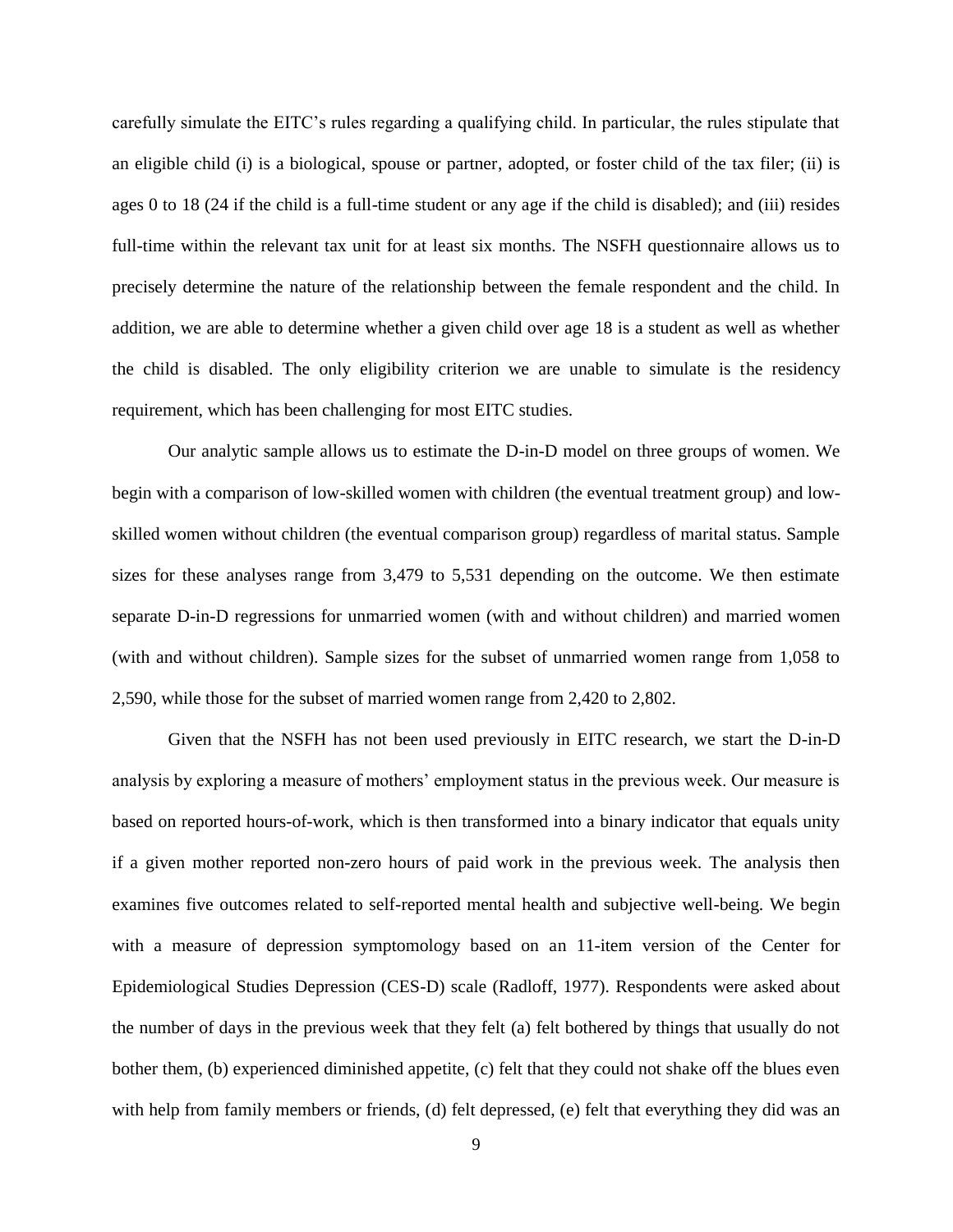carefully simulate the EITC's rules regarding a qualifying child. In particular, the rules stipulate that an eligible child (i) is a biological, spouse or partner, adopted, or foster child of the tax filer; (ii) is ages 0 to 18 (24 if the child is a full-time student or any age if the child is disabled); and (iii) resides full-time within the relevant tax unit for at least six months. The NSFH questionnaire allows us to precisely determine the nature of the relationship between the female respondent and the child. In addition, we are able to determine whether a given child over age 18 is a student as well as whether the child is disabled. The only eligibility criterion we are unable to simulate is the residency requirement, which has been challenging for most EITC studies.

Our analytic sample allows us to estimate the D-in-D model on three groups of women. We begin with a comparison of low-skilled women with children (the eventual treatment group) and low-skilled women without children (the eventual comparison group) regardless of marital status. Sample sizes for these analyses range from 3,479 to 5,531 depending on the outcome. We then estimate separate D-in-D regressions for unmarried women (with and without children) and married women (with and without children). Sample sizes for the subset of unmarried women range from 1,058 to 2,590, while those for the subset of married women range from 2,420 to 2,802.

Given that the NSFH has not been used previously in EITC research, we start the D-in-D analysis by exploring a measure of mothers' employment status in the previous week. Our measure is based on reported hours-of-work, which is then transformed into a binary indicator that equals unity if a given mother reported non-zero hours of paid work in the previous week. The analysis then examines five outcomes related to self-reported mental health and subjective well-being. We begin with a measure of depression symptomology based on an 11-item version of the Center for Epidemiological Studies Depression (CES-D) scale (Radloff, 1977). Respondents were asked about the number of days in the previous week that they felt (a) felt bothered by things that usually do not bother them, (b) experienced diminished appetite, (c) felt that they could not shake off the blues even with help from family members or friends, (d) felt depressed, (e) felt that everything they did was an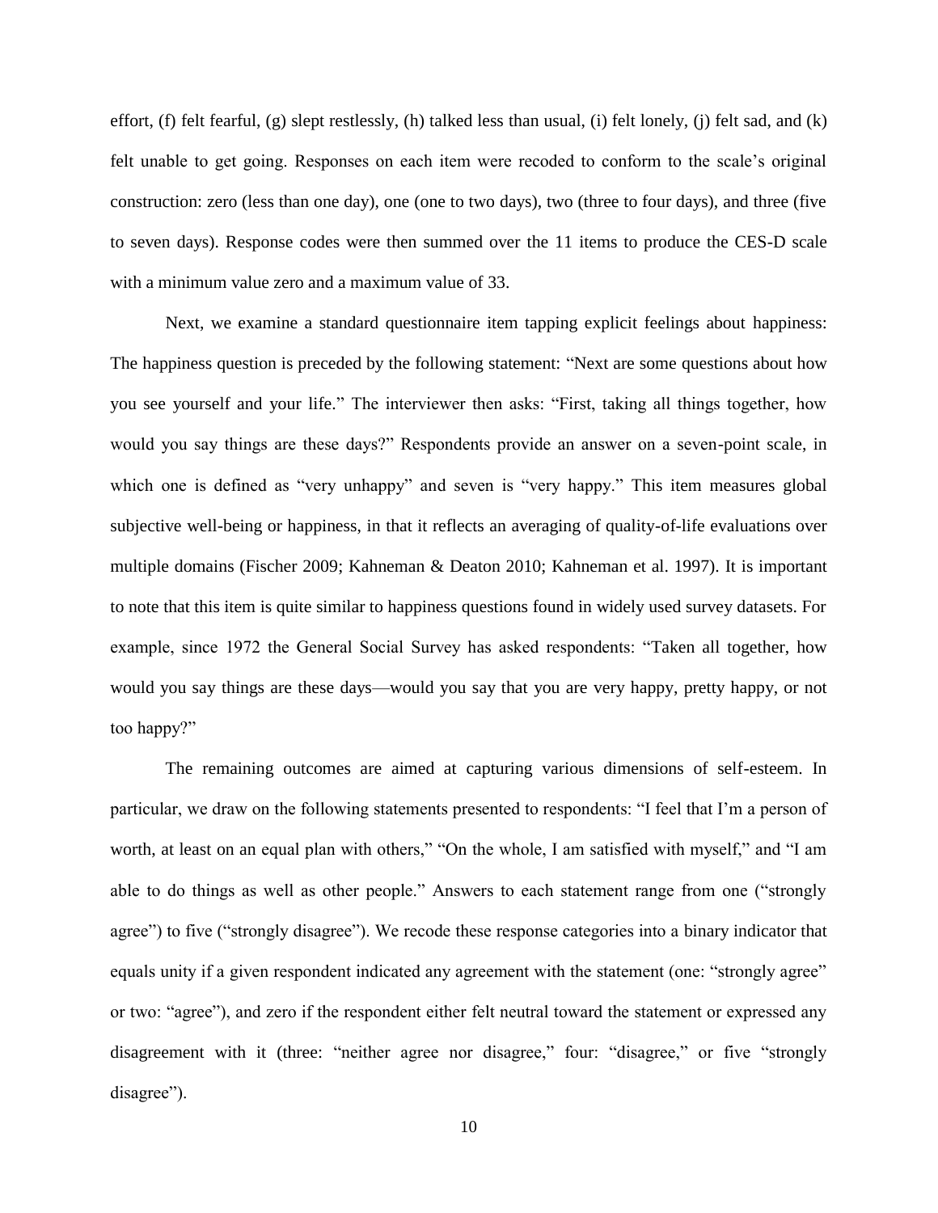effort, (f) felt fearful, (g) slept restlessly, (h) talked less than usual, (i) felt lonely, (j) felt sad, and (k) felt unable to get going. Responses on each item were recoded to conform to the scale's original construction: zero (less than one day), one (one to two days), two (three to four days), and three (five to seven days). Response codes were then summed over the 11 items to produce the CES-D scale with a minimum value zero and a maximum value of 33.

Next, we examine a standard questionnaire item tapping explicit feelings about happiness: The happiness question is preceded by the following statement: "Next are some questions about how you see yourself and your life." The interviewer then asks: "First, taking all things together, how would you say things are these days?" Respondents provide an answer on a seven-point scale, in which one is defined as "very unhappy" and seven is "very happy." This item measures global subjective well-being or happiness, in that it reflects an averaging of quality-of-life evaluations over multiple domains (Fischer 2009; Kahneman & Deaton 2010; Kahneman et al. 1997). It is important to note that this item is quite similar to happiness questions found in widely used survey datasets. For example, since 1972 the General Social Survey has asked respondents: "Taken all together, how would you say things are these days—would you say that you are very happy, pretty happy, or not too happy?"

The remaining outcomes are aimed at capturing various dimensions of self-esteem. In particular, we draw on the following statements presented to respondents: "I feel that I'm a person of worth, at least on an equal plan with others," "On the whole, I am satisfied with myself," and "I am able to do things as well as other people." Answers to each statement range from one ("strongly agree") to five ("strongly disagree"). We recode these response categories into a binary indicator that equals unity if a given respondent indicated any agreement with the statement (one: "strongly agree" or two: "agree"), and zero if the respondent either felt neutral toward the statement or expressed any disagreement with it (three: "neither agree nor disagree," four: "disagree," or five "strongly disagree").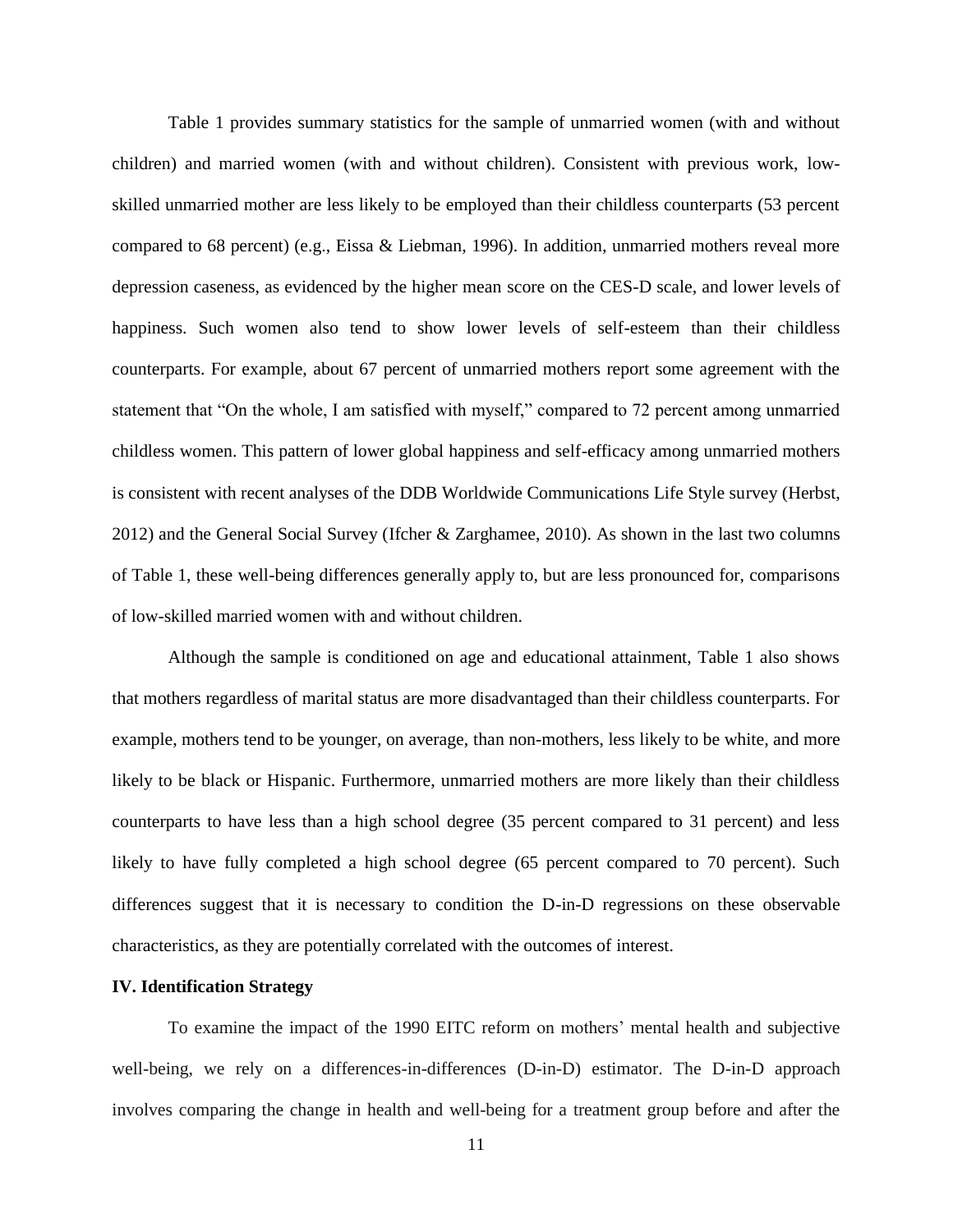Table 1 provides summary statistics for the sample of unmarried women (with and without children) and married women (with and without children). Consistent with previous work, low-skilled unmarried mother are less likely to be employed than their childless counterparts (53 percent compared to 68 percent) (e.g., Eissa & Liebman, 1996). In addition, unmarried mothers reveal more depression caseness, as evidenced by the higher mean score on the CES-D scale, and lower levels of happiness. Such women also tend to show lower levels of self-esteem than their childless counterparts. For example, about 67 percent of unmarried mothers report some agreement with the statement that "On the whole, I am satisfied with myself," compared to 72 percent among unmarried childless women. This pattern of lower global happiness and self-efficacy among unmarried mothers is consistent with recent analyses of the DDB Worldwide Communications Life Style survey (Herbst, 2012) and the General Social Survey (Ifcher & Zarghamee, 2010). As shown in the last two columns of Table 1, these well-being differences generally apply to, but are less pronounced for, comparisons of low-skilled married women with and without children.

Although the sample is conditioned on age and educational attainment, Table 1 also shows that mothers regardless of marital status are more disadvantaged than their childless counterparts. For example, mothers tend to be younger, on average, than non-mothers, less likely to be white, and more likely to be black or Hispanic. Furthermore, unmarried mothers are more likely than their childless counterparts to have less than a high school degree (35 percent compared to 31 percent) and less likely to have fully completed a high school degree (65 percent compared to 70 percent). Such differences suggest that it is necessary to condition the D-in-D regressions on these observable characteristics, as they are potentially correlated with the outcomes of interest.

## IV. Identification Strategy

To examine the impact of the 1990 EITC reform on mothers' mental health and subjective well-being, we rely on a differences-in-differences (D-in-D) estimator. The D-in-D approach involves comparing the change in health and well-being for a treatment group before and after the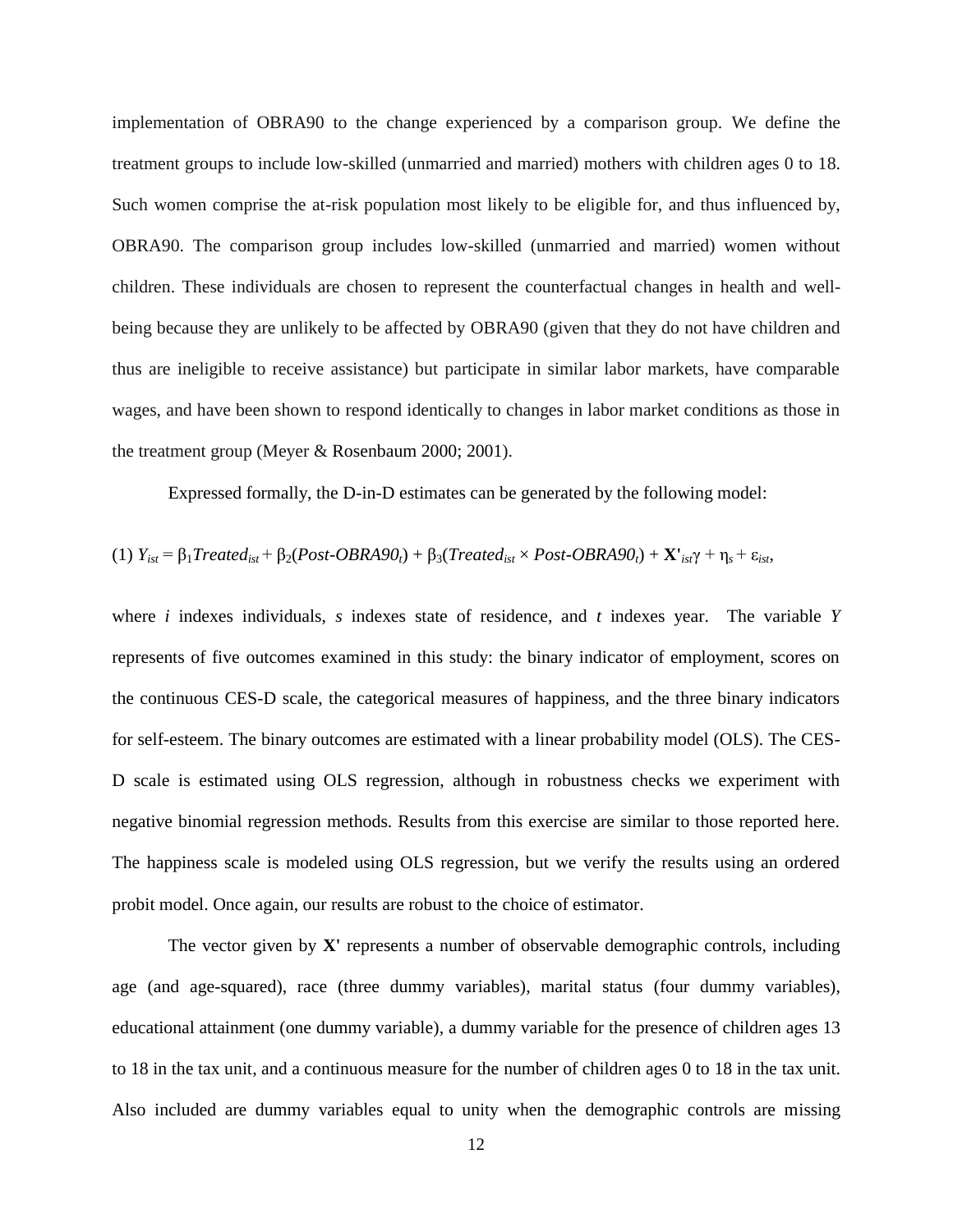implementation of OBRA90 to the change experienced by a comparison group. We define the treatment groups to include low-skilled (unmarried and married) mothers with children ages 0 to 18. Such women comprise the at-risk population most likely to be eligible for, and thus influenced by, OBRA90. The comparison group includes low-skilled (unmarried and married) women without children. These individuals are chosen to represent the counterfactual changes in health and well-being because they are unlikely to be affected by OBRA90 (given that they do not have children and thus are ineligible to receive assistance) but participate in similar labor markets, have comparable wages, and have been shown to respond identically to changes in labor market conditions as those in the treatment group (Meyer & Rosenbaum 2000; 2001).

Expressed formally, the D-in-D estimates can be generated by the following model:

$$(1)\ Y_{ist} = \beta_1 Treated_{ist} + \beta_2(Post\text{-}OBRA90_t) + \beta_3(Treated_{ist} \times Post\text{-}OBRA90_t) + \mathbf{X'}_{ist}\gamma + \eta_s + \varepsilon_{ist},$$

where $i$ indexes individuals, $s$ indexes state of residence, and $t$ indexes year. The variable $Y$ represents of five outcomes examined in this study: the binary indicator of employment, scores on the continuous CES-D scale, the categorical measures of happiness, and the three binary indicators for self-esteem. The binary outcomes are estimated with a linear probability model (OLS). The CES-D scale is estimated using OLS regression, although in robustness checks we experiment with negative binomial regression methods. Results from this exercise are similar to those reported here. The happiness scale is modeled using OLS regression, but we verify the results using an ordered probit model. Once again, our results are robust to the choice of estimator.

The vector given by $\mathbf{X'}$ represents a number of observable demographic controls, including age (and age-squared), race (three dummy variables), marital status (four dummy variables), educational attainment (one dummy variable), a dummy variable for the presence of children ages 13 to 18 in the tax unit, and a continuous measure for the number of children ages 0 to 18 in the tax unit. Also included are dummy variables equal to unity when the demographic controls are missing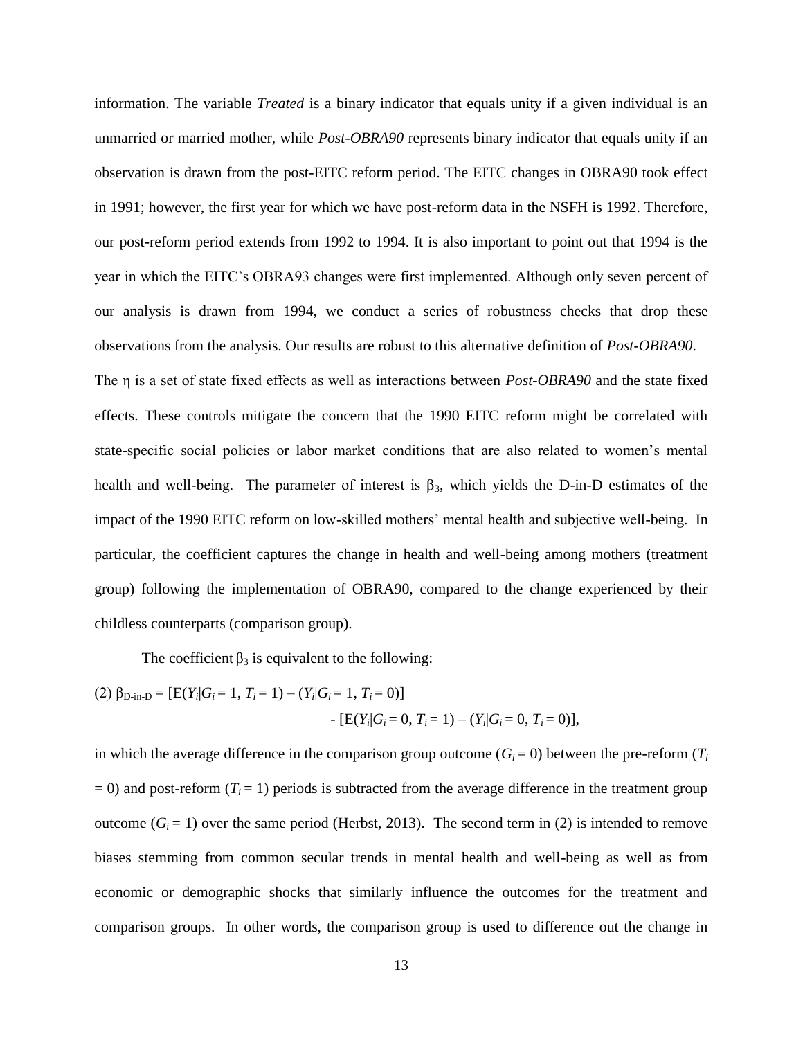information. The variable *Treated* is a binary indicator that equals unity if a given individual is an unmarried or married mother, while *Post-OBRA90* represents binary indicator that equals unity if an observation is drawn from the post-EITC reform period. The EITC changes in OBRA90 took effect in 1991; however, the first year for which we have post-reform data in the NSFH is 1992. Therefore, our post-reform period extends from 1992 to 1994. It is also important to point out that 1994 is the year in which the EITC's OBRA93 changes were first implemented. Although only seven percent of our analysis is drawn from 1994, we conduct a series of robustness checks that drop these observations from the analysis. Our results are robust to this alternative definition of *Post-OBRA90*. The $\eta$ is a set of state fixed effects as well as interactions between *Post-OBRA90* and the state fixed effects. These controls mitigate the concern that the 1990 EITC reform might be correlated with state-specific social policies or labor market conditions that are also related to women's mental health and well-being. The parameter of interest is $\beta_3$, which yields the D-in-D estimates of the impact of the 1990 EITC reform on low-skilled mothers' mental health and subjective well-being. In particular, the coefficient captures the change in health and well-being among mothers (treatment group) following the implementation of OBRA90, compared to the change experienced by their childless counterparts (comparison group).

The coefficient $\beta_3$ is equivalent to the following:

$$(2)\ \beta_{\text{D-in-D}} = [E(Y_i|G_i = 1, T_i = 1) - (Y_i|G_i = 1, T_i = 0)] - [E(Y_i|G_i = 0, T_i = 1) - (Y_i|G_i = 0, T_i = 0)],$$

in which the average difference in the comparison group outcome ($G_i = 0$) between the pre-reform ($T_i = 0$) and post-reform ($T_i = 1$) periods is subtracted from the average difference in the treatment group outcome ($G_i = 1$) over the same period (Herbst, 2013). The second term in (2) is intended to remove biases stemming from common secular trends in mental health and well-being as well as from economic or demographic shocks that similarly influence the outcomes for the treatment and comparison groups. In other words, the comparison group is used to difference out the change in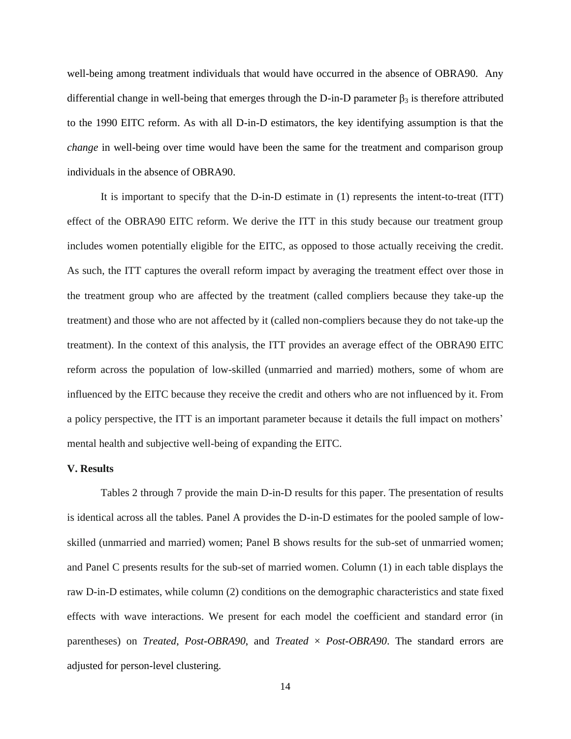well-being among treatment individuals that would have occurred in the absence of OBRA90. Any differential change in well-being that emerges through the D-in-D parameter $\beta_3$ is therefore attributed to the 1990 EITC reform. As with all D-in-D estimators, the key identifying assumption is that the *change* in well-being over time would have been the same for the treatment and comparison group individuals in the absence of OBRA90.

It is important to specify that the D-in-D estimate in (1) represents the intent-to-treat (ITT) effect of the OBRA90 EITC reform. We derive the ITT in this study because our treatment group includes women potentially eligible for the EITC, as opposed to those actually receiving the credit. As such, the ITT captures the overall reform impact by averaging the treatment effect over those in the treatment group who are affected by the treatment (called compliers because they take-up the treatment) and those who are not affected by it (called non-compliers because they do not take-up the treatment). In the context of this analysis, the ITT provides an average effect of the OBRA90 EITC reform across the population of low-skilled (unmarried and married) mothers, some of whom are influenced by the EITC because they receive the credit and others who are not influenced by it. From a policy perspective, the ITT is an important parameter because it details the full impact on mothers' mental health and subjective well-being of expanding the EITC.

## V. Results

Tables 2 through 7 provide the main D-in-D results for this paper. The presentation of results is identical across all the tables. Panel A provides the D-in-D estimates for the pooled sample of low-skilled (unmarried and married) women; Panel B shows results for the sub-set of unmarried women; and Panel C presents results for the sub-set of married women. Column (1) in each table displays the raw D-in-D estimates, while column (2) conditions on the demographic characteristics and state fixed effects with wave interactions. We present for each model the coefficient and standard error (in parentheses) on *Treated*, *Post-OBRA90*, and *Treated* × *Post-OBRA90*. The standard errors are adjusted for person-level clustering.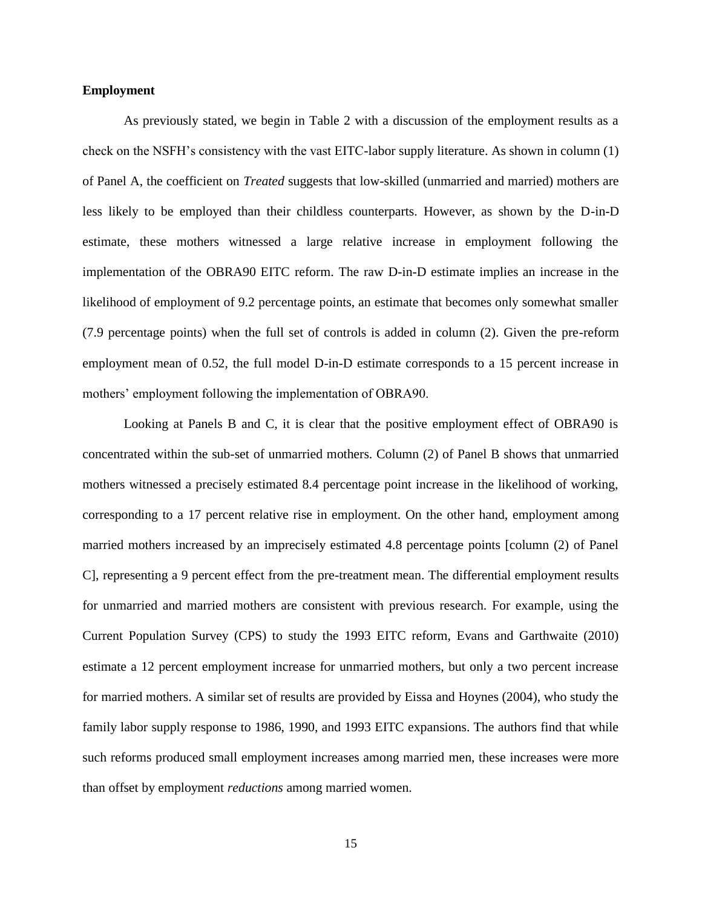**Employment**

As previously stated, we begin in Table 2 with a discussion of the employment results as a check on the NSFH's consistency with the vast EITC-labor supply literature. As shown in column (1) of Panel A, the coefficient on *Treated* suggests that low-skilled (unmarried and married) mothers are less likely to be employed than their childless counterparts. However, as shown by the D-in-D estimate, these mothers witnessed a large relative increase in employment following the implementation of the OBRA90 EITC reform. The raw D-in-D estimate implies an increase in the likelihood of employment of 9.2 percentage points, an estimate that becomes only somewhat smaller (7.9 percentage points) when the full set of controls is added in column (2). Given the pre-reform employment mean of 0.52, the full model D-in-D estimate corresponds to a 15 percent increase in mothers' employment following the implementation of OBRA90.

Looking at Panels B and C, it is clear that the positive employment effect of OBRA90 is concentrated within the sub-set of unmarried mothers. Column (2) of Panel B shows that unmarried mothers witnessed a precisely estimated 8.4 percentage point increase in the likelihood of working, corresponding to a 17 percent relative rise in employment. On the other hand, employment among married mothers increased by an imprecisely estimated 4.8 percentage points [column (2) of Panel C], representing a 9 percent effect from the pre-treatment mean. The differential employment results for unmarried and married mothers are consistent with previous research. For example, using the Current Population Survey (CPS) to study the 1993 EITC reform, Evans and Garthwaite (2010) estimate a 12 percent employment increase for unmarried mothers, but only a two percent increase for married mothers. A similar set of results are provided by Eissa and Hoynes (2004), who study the family labor supply response to 1986, 1990, and 1993 EITC expansions. The authors find that while such reforms produced small employment increases among married men, these increases were more than offset by employment *reductions* among married women.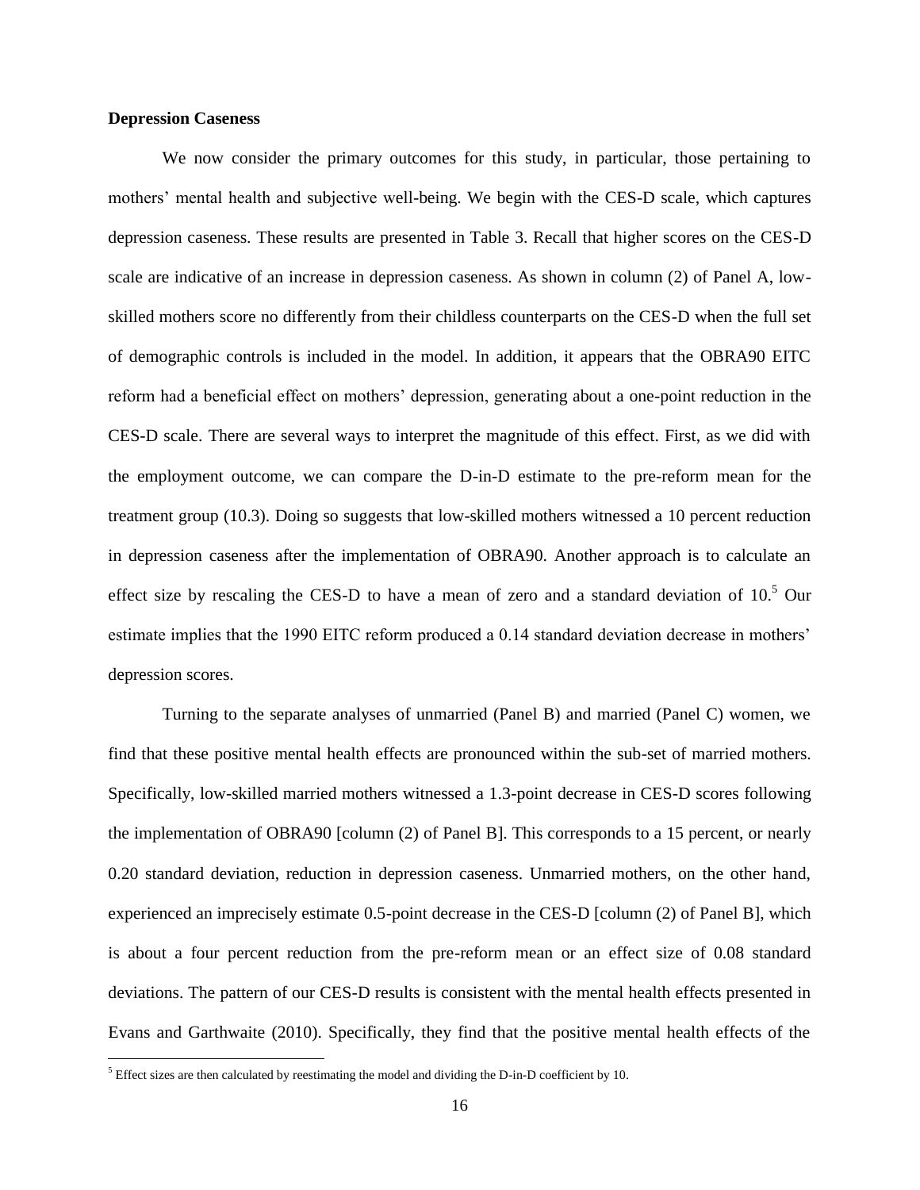**Depression Caseness**

We now consider the primary outcomes for this study, in particular, those pertaining to mothers' mental health and subjective well-being. We begin with the CES-D scale, which captures depression caseness. These results are presented in Table 3. Recall that higher scores on the CES-D scale are indicative of an increase in depression caseness. As shown in column (2) of Panel A, low-skilled mothers score no differently from their childless counterparts on the CES-D when the full set of demographic controls is included in the model. In addition, it appears that the OBRA90 EITC reform had a beneficial effect on mothers' depression, generating about a one-point reduction in the CES-D scale. There are several ways to interpret the magnitude of this effect. First, as we did with the employment outcome, we can compare the D-in-D estimate to the pre-reform mean for the treatment group (10.3). Doing so suggests that low-skilled mothers witnessed a 10 percent reduction in depression caseness after the implementation of OBRA90. Another approach is to calculate an effect size by rescaling the CES-D to have a mean of zero and a standard deviation of 10.[5] Our estimate implies that the 1990 EITC reform produced a 0.14 standard deviation decrease in mothers' depression scores.

Turning to the separate analyses of unmarried (Panel B) and married (Panel C) women, we find that these positive mental health effects are pronounced within the sub-set of married mothers. Specifically, low-skilled married mothers witnessed a 1.3-point decrease in CES-D scores following the implementation of OBRA90 [column (2) of Panel B]. This corresponds to a 15 percent, or nearly 0.20 standard deviation, reduction in depression caseness. Unmarried mothers, on the other hand, experienced an imprecisely estimate 0.5-point decrease in the CES-D [column (2) of Panel B], which is about a four percent reduction from the pre-reform mean or an effect size of 0.08 standard deviations. The pattern of our CES-D results is consistent with the mental health effects presented in Evans and Garthwaite (2010). Specifically, they find that the positive mental health effects of the

[5] Effect sizes are then calculated by reestimating the model and dividing the D-in-D coefficient by 10.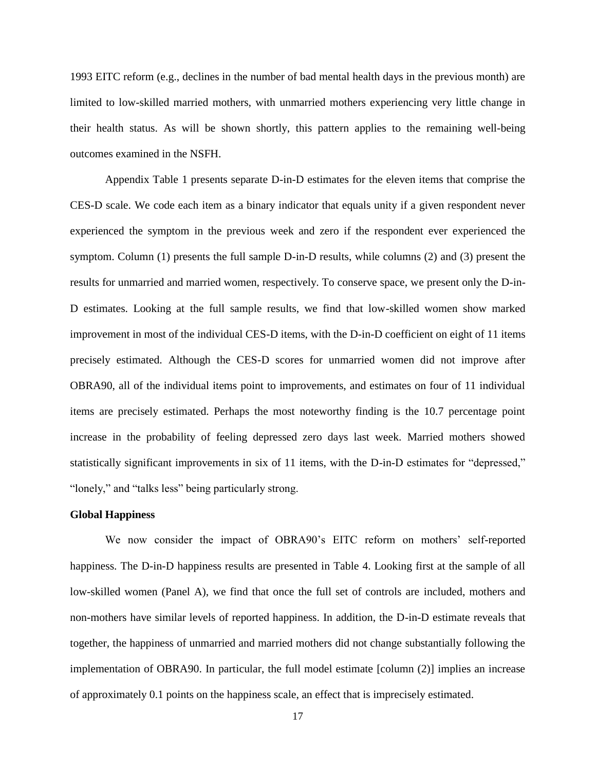1993 EITC reform (e.g., declines in the number of bad mental health days in the previous month) are limited to low-skilled married mothers, with unmarried mothers experiencing very little change in their health status. As will be shown shortly, this pattern applies to the remaining well-being outcomes examined in the NSFH.

Appendix Table 1 presents separate D-in-D estimates for the eleven items that comprise the CES-D scale. We code each item as a binary indicator that equals unity if a given respondent never experienced the symptom in the previous week and zero if the respondent ever experienced the symptom. Column (1) presents the full sample D-in-D results, while columns (2) and (3) present the results for unmarried and married women, respectively. To conserve space, we present only the D-in-D estimates. Looking at the full sample results, we find that low-skilled women show marked improvement in most of the individual CES-D items, with the D-in-D coefficient on eight of 11 items precisely estimated. Although the CES-D scores for unmarried women did not improve after OBRA90, all of the individual items point to improvements, and estimates on four of 11 individual items are precisely estimated. Perhaps the most noteworthy finding is the 10.7 percentage point increase in the probability of feeling depressed zero days last week. Married mothers showed statistically significant improvements in six of 11 items, with the D-in-D estimates for "depressed," "lonely," and "talks less" being particularly strong.

**Global Happiness**

We now consider the impact of OBRA90's EITC reform on mothers' self-reported happiness. The D-in-D happiness results are presented in Table 4. Looking first at the sample of all low-skilled women (Panel A), we find that once the full set of controls are included, mothers and non-mothers have similar levels of reported happiness. In addition, the D-in-D estimate reveals that together, the happiness of unmarried and married mothers did not change substantially following the implementation of OBRA90. In particular, the full model estimate [column (2)] implies an increase of approximately 0.1 points on the happiness scale, an effect that is imprecisely estimated.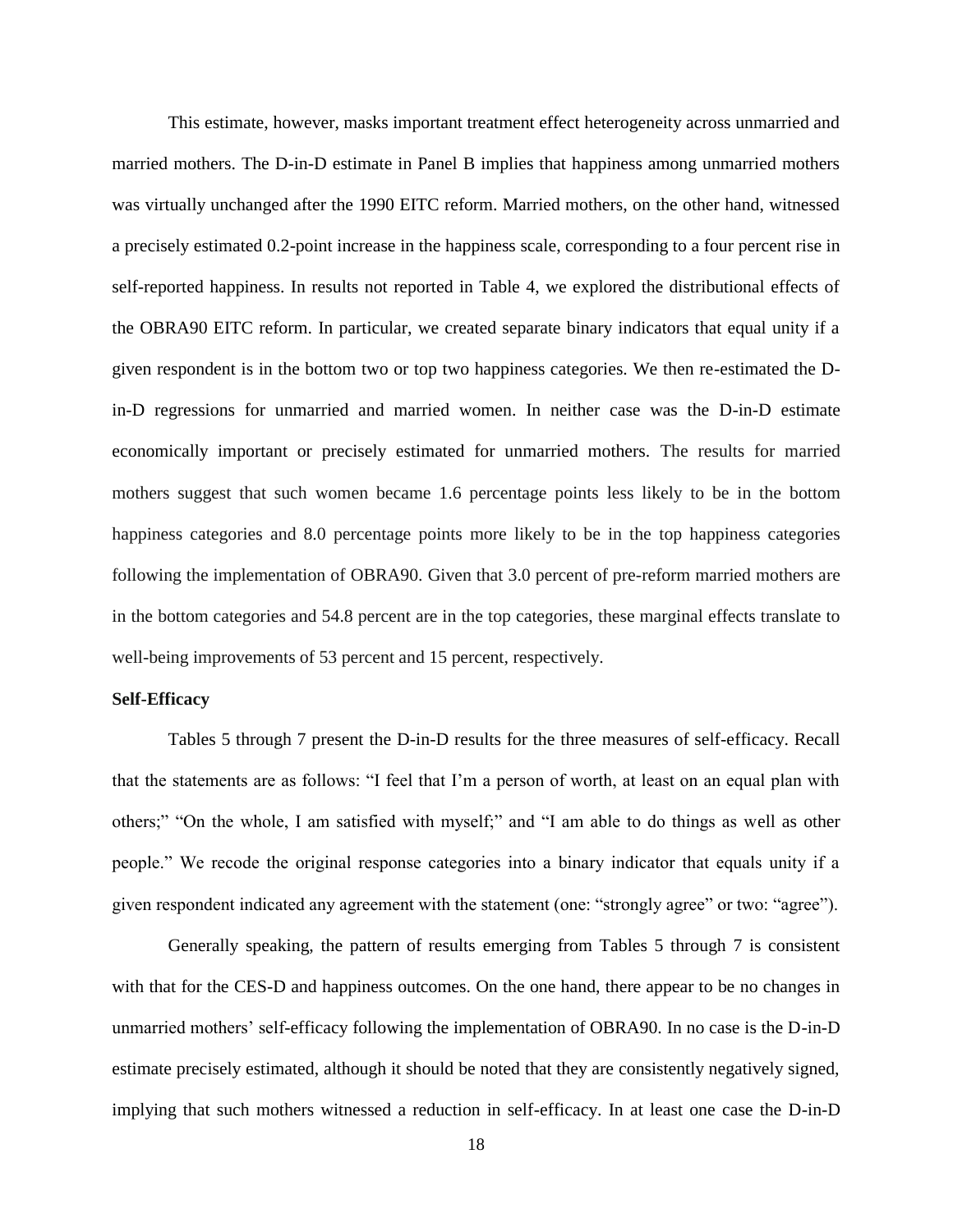This estimate, however, masks important treatment effect heterogeneity across unmarried and married mothers. The D-in-D estimate in Panel B implies that happiness among unmarried mothers was virtually unchanged after the 1990 EITC reform. Married mothers, on the other hand, witnessed a precisely estimated 0.2-point increase in the happiness scale, corresponding to a four percent rise in self-reported happiness. In results not reported in Table 4, we explored the distributional effects of the OBRA90 EITC reform. In particular, we created separate binary indicators that equal unity if a given respondent is in the bottom two or top two happiness categories. We then re-estimated the D-in-D regressions for unmarried and married women. In neither case was the D-in-D estimate economically important or precisely estimated for unmarried mothers. The results for married mothers suggest that such women became 1.6 percentage points less likely to be in the bottom happiness categories and 8.0 percentage points more likely to be in the top happiness categories following the implementation of OBRA90. Given that 3.0 percent of pre-reform married mothers are in the bottom categories and 54.8 percent are in the top categories, these marginal effects translate to well-being improvements of 53 percent and 15 percent, respectively.

**Self-Efficacy**

Tables 5 through 7 present the D-in-D results for the three measures of self-efficacy. Recall that the statements are as follows: "I feel that I'm a person of worth, at least on an equal plan with others;" "On the whole, I am satisfied with myself;" and "I am able to do things as well as other people." We recode the original response categories into a binary indicator that equals unity if a given respondent indicated any agreement with the statement (one: "strongly agree" or two: "agree").

Generally speaking, the pattern of results emerging from Tables 5 through 7 is consistent with that for the CES-D and happiness outcomes. On the one hand, there appear to be no changes in unmarried mothers' self-efficacy following the implementation of OBRA90. In no case is the D-in-D estimate precisely estimated, although it should be noted that they are consistently negatively signed, implying that such mothers witnessed a reduction in self-efficacy. In at least one case the D-in-D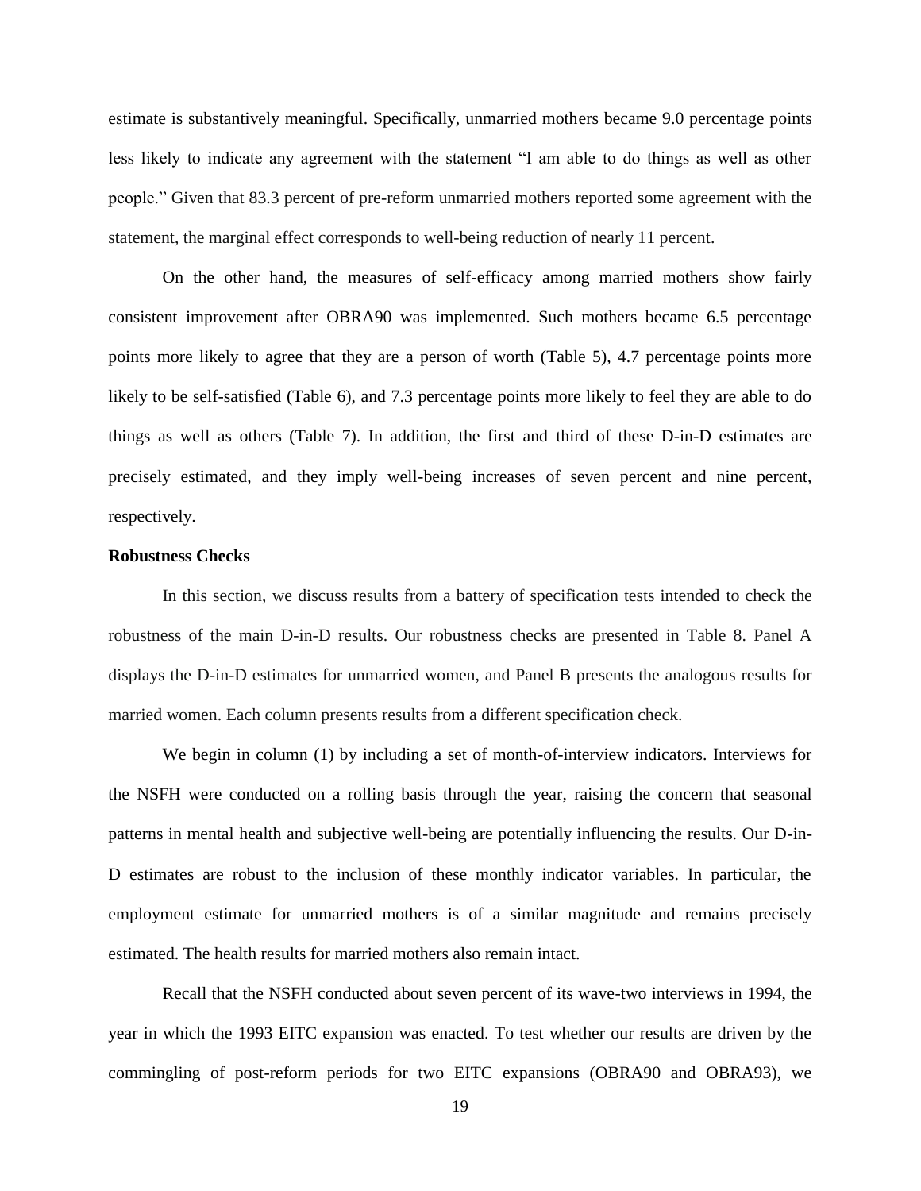estimate is substantively meaningful. Specifically, unmarried mothers became 9.0 percentage points less likely to indicate any agreement with the statement "I am able to do things as well as other people." Given that 83.3 percent of pre-reform unmarried mothers reported some agreement with the statement, the marginal effect corresponds to well-being reduction of nearly 11 percent.

On the other hand, the measures of self-efficacy among married mothers show fairly consistent improvement after OBRA90 was implemented. Such mothers became 6.5 percentage points more likely to agree that they are a person of worth (Table 5), 4.7 percentage points more likely to be self-satisfied (Table 6), and 7.3 percentage points more likely to feel they are able to do things as well as others (Table 7). In addition, the first and third of these D-in-D estimates are precisely estimated, and they imply well-being increases of seven percent and nine percent, respectively.

**Robustness Checks**

In this section, we discuss results from a battery of specification tests intended to check the robustness of the main D-in-D results. Our robustness checks are presented in Table 8. Panel A displays the D-in-D estimates for unmarried women, and Panel B presents the analogous results for married women. Each column presents results from a different specification check.

We begin in column (1) by including a set of month-of-interview indicators. Interviews for the NSFH were conducted on a rolling basis through the year, raising the concern that seasonal patterns in mental health and subjective well-being are potentially influencing the results. Our D-in-D estimates are robust to the inclusion of these monthly indicator variables. In particular, the employment estimate for unmarried mothers is of a similar magnitude and remains precisely estimated. The health results for married mothers also remain intact.

Recall that the NSFH conducted about seven percent of its wave-two interviews in 1994, the year in which the 1993 EITC expansion was enacted. To test whether our results are driven by the commingling of post-reform periods for two EITC expansions (OBRA90 and OBRA93), we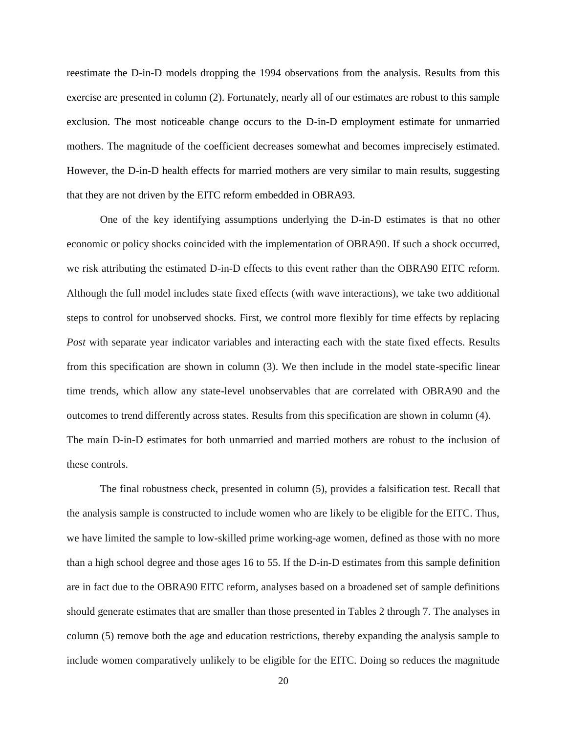reestimate the D-in-D models dropping the 1994 observations from the analysis. Results from this exercise are presented in column (2). Fortunately, nearly all of our estimates are robust to this sample exclusion. The most noticeable change occurs to the D-in-D employment estimate for unmarried mothers. The magnitude of the coefficient decreases somewhat and becomes imprecisely estimated. However, the D-in-D health effects for married mothers are very similar to main results, suggesting that they are not driven by the EITC reform embedded in OBRA93.

One of the key identifying assumptions underlying the D-in-D estimates is that no other economic or policy shocks coincided with the implementation of OBRA90. If such a shock occurred, we risk attributing the estimated D-in-D effects to this event rather than the OBRA90 EITC reform. Although the full model includes state fixed effects (with wave interactions), we take two additional steps to control for unobserved shocks. First, we control more flexibly for time effects by replacing *Post* with separate year indicator variables and interacting each with the state fixed effects. Results from this specification are shown in column (3). We then include in the model state-specific linear time trends, which allow any state-level unobservables that are correlated with OBRA90 and the outcomes to trend differently across states. Results from this specification are shown in column (4). The main D-in-D estimates for both unmarried and married mothers are robust to the inclusion of these controls.

The final robustness check, presented in column (5), provides a falsification test. Recall that the analysis sample is constructed to include women who are likely to be eligible for the EITC. Thus, we have limited the sample to low-skilled prime working-age women, defined as those with no more than a high school degree and those ages 16 to 55. If the D-in-D estimates from this sample definition are in fact due to the OBRA90 EITC reform, analyses based on a broadened set of sample definitions should generate estimates that are smaller than those presented in Tables 2 through 7. The analyses in column (5) remove both the age and education restrictions, thereby expanding the analysis sample to include women comparatively unlikely to be eligible for the EITC. Doing so reduces the magnitude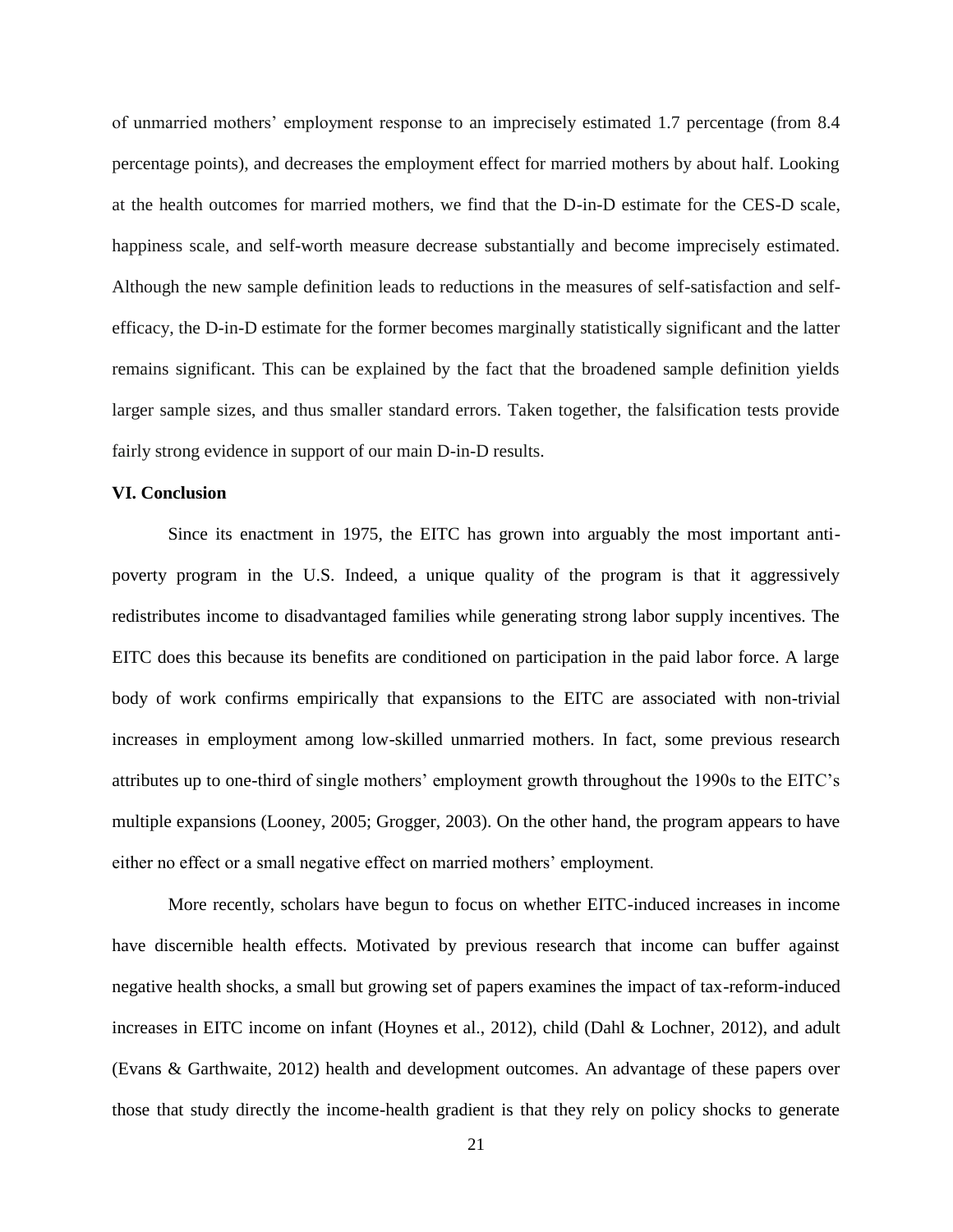of unmarried mothers' employment response to an imprecisely estimated 1.7 percentage (from 8.4 percentage points), and decreases the employment effect for married mothers by about half. Looking at the health outcomes for married mothers, we find that the D-in-D estimate for the CES-D scale, happiness scale, and self-worth measure decrease substantially and become imprecisely estimated. Although the new sample definition leads to reductions in the measures of self-satisfaction and self-efficacy, the D-in-D estimate for the former becomes marginally statistically significant and the latter remains significant. This can be explained by the fact that the broadened sample definition yields larger sample sizes, and thus smaller standard errors. Taken together, the falsification tests provide fairly strong evidence in support of our main D-in-D results.

**VI. Conclusion**

Since its enactment in 1975, the EITC has grown into arguably the most important anti-poverty program in the U.S. Indeed, a unique quality of the program is that it aggressively redistributes income to disadvantaged families while generating strong labor supply incentives. The EITC does this because its benefits are conditioned on participation in the paid labor force. A large body of work confirms empirically that expansions to the EITC are associated with non-trivial increases in employment among low-skilled unmarried mothers. In fact, some previous research attributes up to one-third of single mothers' employment growth throughout the 1990s to the EITC's multiple expansions (Looney, 2005; Grogger, 2003). On the other hand, the program appears to have either no effect or a small negative effect on married mothers' employment.

More recently, scholars have begun to focus on whether EITC-induced increases in income have discernible health effects. Motivated by previous research that income can buffer against negative health shocks, a small but growing set of papers examines the impact of tax-reform-induced increases in EITC income on infant (Hoynes et al., 2012), child (Dahl & Lochner, 2012), and adult (Evans & Garthwaite, 2012) health and development outcomes. An advantage of these papers over those that study directly the income-health gradient is that they rely on policy shocks to generate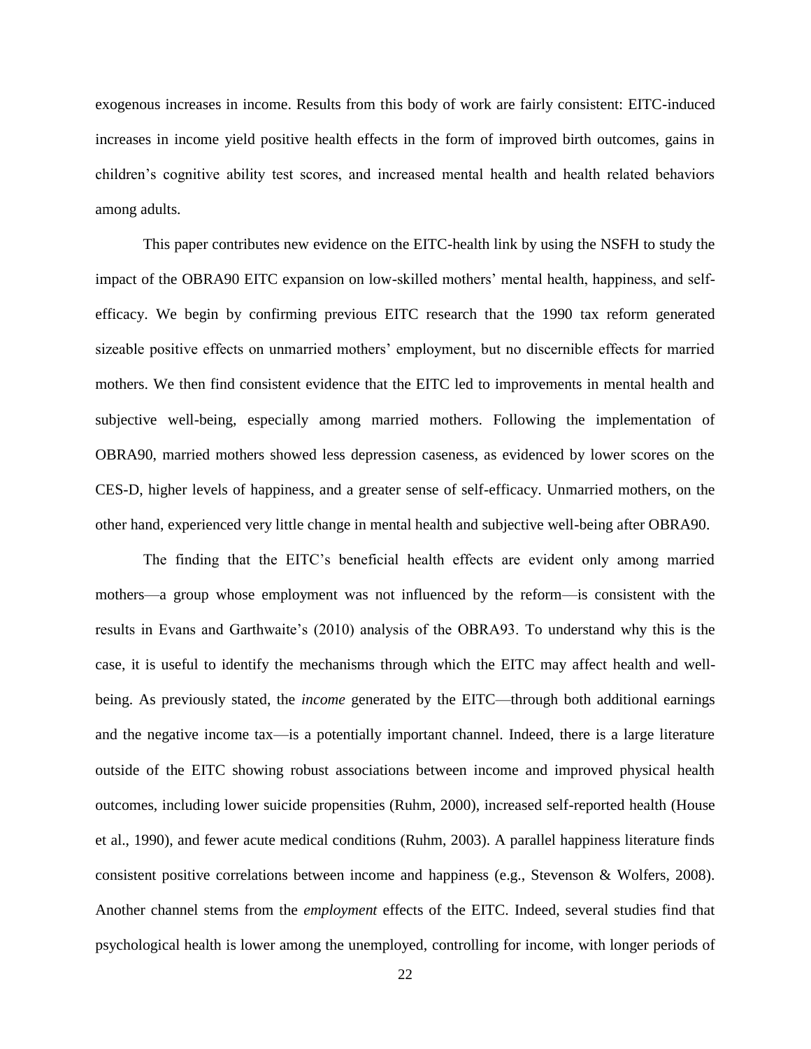exogenous increases in income. Results from this body of work are fairly consistent: EITC-induced increases in income yield positive health effects in the form of improved birth outcomes, gains in children's cognitive ability test scores, and increased mental health and health related behaviors among adults.

This paper contributes new evidence on the EITC-health link by using the NSFH to study the impact of the OBRA90 EITC expansion on low-skilled mothers' mental health, happiness, and self-efficacy. We begin by confirming previous EITC research that the 1990 tax reform generated sizeable positive effects on unmarried mothers' employment, but no discernible effects for married mothers. We then find consistent evidence that the EITC led to improvements in mental health and subjective well-being, especially among married mothers. Following the implementation of OBRA90, married mothers showed less depression caseness, as evidenced by lower scores on the CES-D, higher levels of happiness, and a greater sense of self-efficacy. Unmarried mothers, on the other hand, experienced very little change in mental health and subjective well-being after OBRA90.

The finding that the EITC's beneficial health effects are evident only among married mothers—a group whose employment was not influenced by the reform—is consistent with the results in Evans and Garthwaite's (2010) analysis of the OBRA93. To understand why this is the case, it is useful to identify the mechanisms through which the EITC may affect health and well-being. As previously stated, the *income* generated by the EITC—through both additional earnings and the negative income tax—is a potentially important channel. Indeed, there is a large literature outside of the EITC showing robust associations between income and improved physical health outcomes, including lower suicide propensities (Ruhm, 2000), increased self-reported health (House et al., 1990), and fewer acute medical conditions (Ruhm, 2003). A parallel happiness literature finds consistent positive correlations between income and happiness (e.g., Stevenson & Wolfers, 2008). Another channel stems from the *employment* effects of the EITC. Indeed, several studies find that psychological health is lower among the unemployed, controlling for income, with longer periods of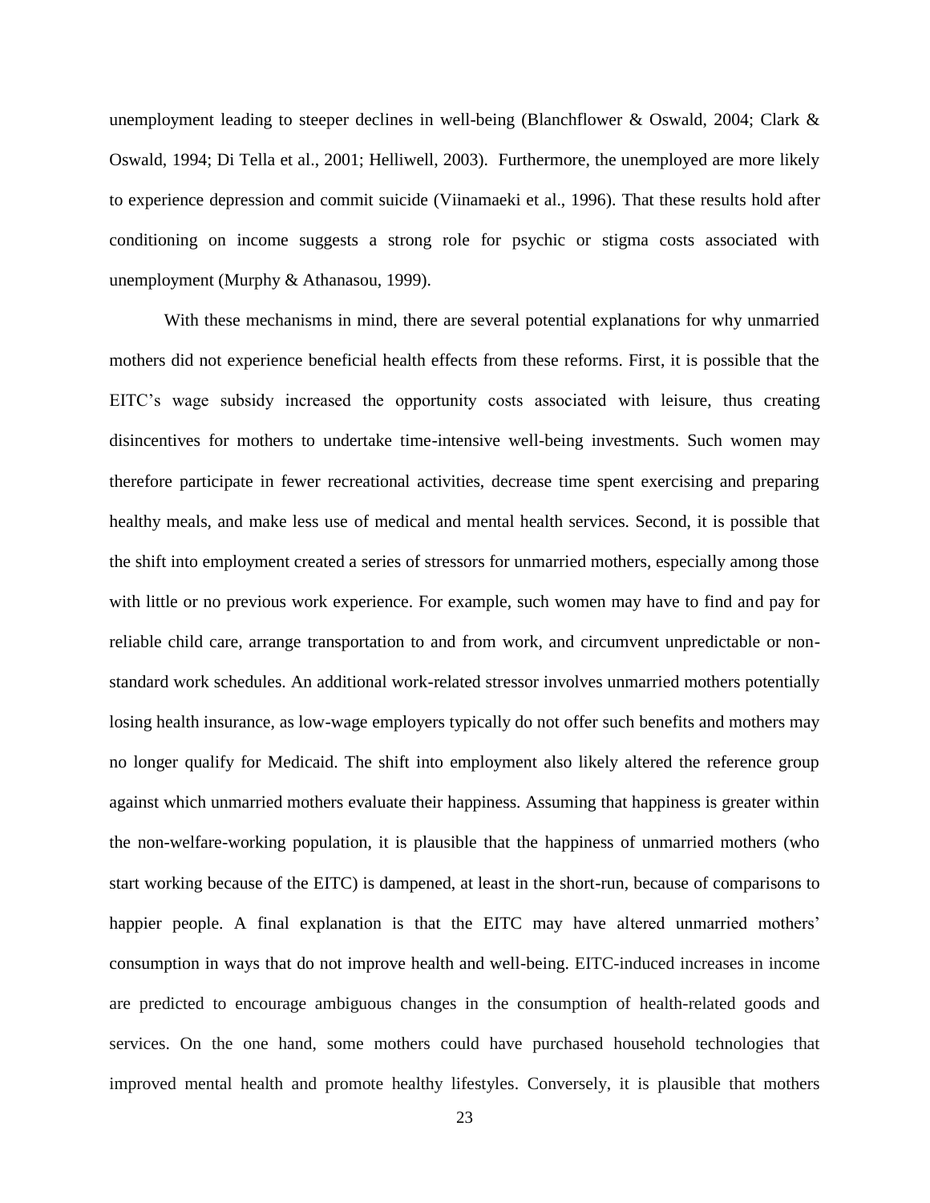unemployment leading to steeper declines in well-being (Blanchflower & Oswald, 2004; Clark & Oswald, 1994; Di Tella et al., 2001; Helliwell, 2003). Furthermore, the unemployed are more likely to experience depression and commit suicide (Viinamaeki et al., 1996). That these results hold after conditioning on income suggests a strong role for psychic or stigma costs associated with unemployment (Murphy & Athanasou, 1999).

With these mechanisms in mind, there are several potential explanations for why unmarried mothers did not experience beneficial health effects from these reforms. First, it is possible that the EITC's wage subsidy increased the opportunity costs associated with leisure, thus creating disincentives for mothers to undertake time-intensive well-being investments. Such women may therefore participate in fewer recreational activities, decrease time spent exercising and preparing healthy meals, and make less use of medical and mental health services. Second, it is possible that the shift into employment created a series of stressors for unmarried mothers, especially among those with little or no previous work experience. For example, such women may have to find and pay for reliable child care, arrange transportation to and from work, and circumvent unpredictable or non-standard work schedules. An additional work-related stressor involves unmarried mothers potentially losing health insurance, as low-wage employers typically do not offer such benefits and mothers may no longer qualify for Medicaid. The shift into employment also likely altered the reference group against which unmarried mothers evaluate their happiness. Assuming that happiness is greater within the non-welfare-working population, it is plausible that the happiness of unmarried mothers (who start working because of the EITC) is dampened, at least in the short-run, because of comparisons to happier people. A final explanation is that the EITC may have altered unmarried mothers' consumption in ways that do not improve health and well-being. EITC-induced increases in income are predicted to encourage ambiguous changes in the consumption of health-related goods and services. On the one hand, some mothers could have purchased household technologies that improved mental health and promote healthy lifestyles. Conversely, it is plausible that mothers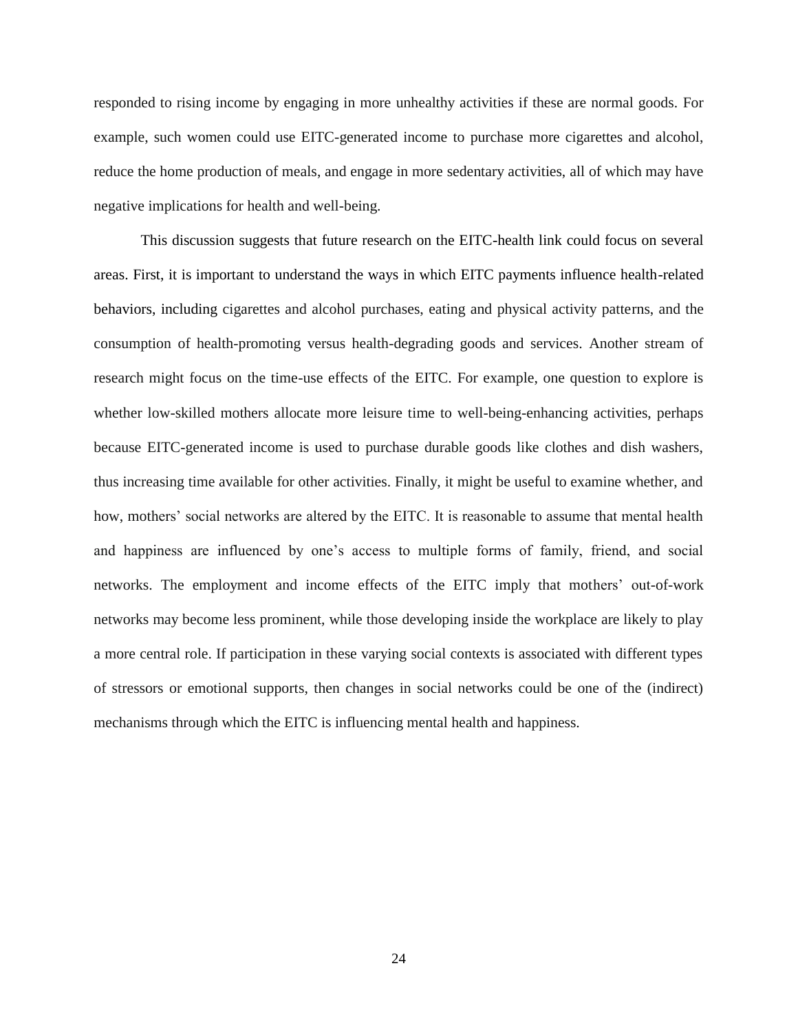responded to rising income by engaging in more unhealthy activities if these are normal goods. For example, such women could use EITC-generated income to purchase more cigarettes and alcohol, reduce the home production of meals, and engage in more sedentary activities, all of which may have negative implications for health and well-being.

This discussion suggests that future research on the EITC-health link could focus on several areas. First, it is important to understand the ways in which EITC payments influence health-related behaviors, including cigarettes and alcohol purchases, eating and physical activity patterns, and the consumption of health-promoting versus health-degrading goods and services. Another stream of research might focus on the time-use effects of the EITC. For example, one question to explore is whether low-skilled mothers allocate more leisure time to well-being-enhancing activities, perhaps because EITC-generated income is used to purchase durable goods like clothes and dish washers, thus increasing time available for other activities. Finally, it might be useful to examine whether, and how, mothers' social networks are altered by the EITC. It is reasonable to assume that mental health and happiness are influenced by one's access to multiple forms of family, friend, and social networks. The employment and income effects of the EITC imply that mothers' out-of-work networks may become less prominent, while those developing inside the workplace are likely to play a more central role. If participation in these varying social contexts is associated with different types of stressors or emotional supports, then changes in social networks could be one of the (indirect) mechanisms through which the EITC is influencing mental health and happiness.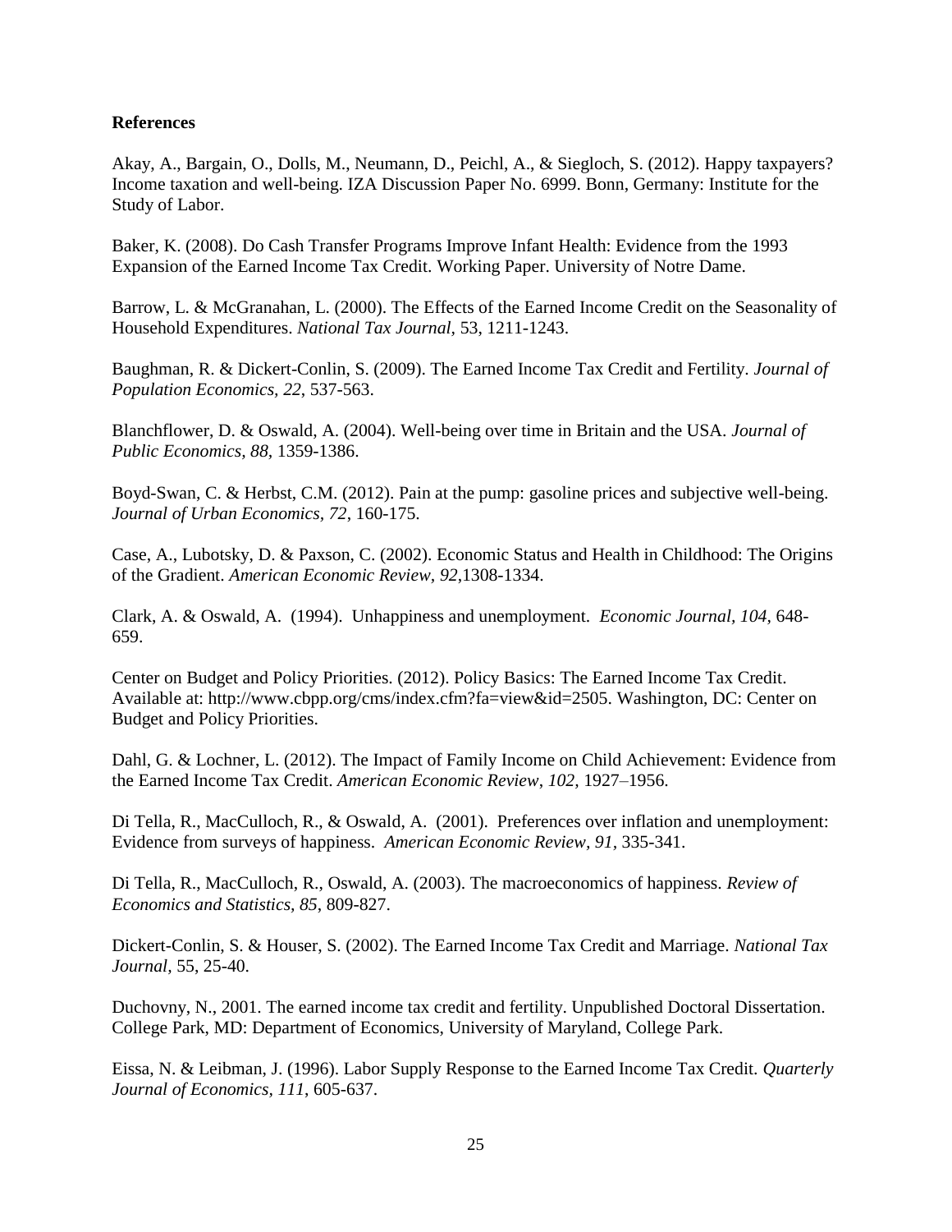**References**

Akay, A., Bargain, O., Dolls, M., Neumann, D., Peichl, A., & Siegloch, S. (2012). Happy taxpayers? Income taxation and well-being. IZA Discussion Paper No. 6999. Bonn, Germany: Institute for the Study of Labor.

Baker, K. (2008). Do Cash Transfer Programs Improve Infant Health: Evidence from the 1993 Expansion of the Earned Income Tax Credit. Working Paper. University of Notre Dame.

Barrow, L. & McGranahan, L. (2000). The Effects of the Earned Income Credit on the Seasonality of Household Expenditures. *National Tax Journal*, 53, 1211-1243.

Baughman, R. & Dickert-Conlin, S. (2009). The Earned Income Tax Credit and Fertility. *Journal of Population Economics, 22*, 537-563.

Blanchflower, D. & Oswald, A. (2004). Well-being over time in Britain and the USA. *Journal of Public Economics*, *88*, 1359-1386.

Boyd-Swan, C. & Herbst, C.M. (2012). Pain at the pump: gasoline prices and subjective well-being. *Journal of Urban Economics, 72*, 160-175.

Case, A., Lubotsky, D. & Paxson, C. (2002). Economic Status and Health in Childhood: The Origins of the Gradient. *American Economic Review, 92*,1308-1334.

Clark, A. & Oswald, A. (1994). Unhappiness and unemployment. *Economic Journal*, *104*, 648-659.

Center on Budget and Policy Priorities. (2012). Policy Basics: The Earned Income Tax Credit. Available at: http://www.cbpp.org/cms/index.cfm?fa=view&id=2505. Washington, DC: Center on Budget and Policy Priorities.

Dahl, G. & Lochner, L. (2012). The Impact of Family Income on Child Achievement: Evidence from the Earned Income Tax Credit. *American Economic Review*, *102,* 1927–1956.

Di Tella, R., MacCulloch, R., & Oswald, A. (2001). Preferences over inflation and unemployment: Evidence from surveys of happiness. *American Economic Review*, *91,* 335-341.

Di Tella, R., MacCulloch, R., Oswald, A. (2003). The macroeconomics of happiness. *Review of Economics and Statistics, 85*, 809-827.

Dickert-Conlin, S. & Houser, S. (2002). The Earned Income Tax Credit and Marriage. *National Tax Journal,* 55, 25-40.

Duchovny, N., 2001. The earned income tax credit and fertility. Unpublished Doctoral Dissertation. College Park, MD: Department of Economics, University of Maryland, College Park.

Eissa, N. & Leibman, J. (1996). Labor Supply Response to the Earned Income Tax Credit. *Quarterly Journal of Economics, 111*, 605-637.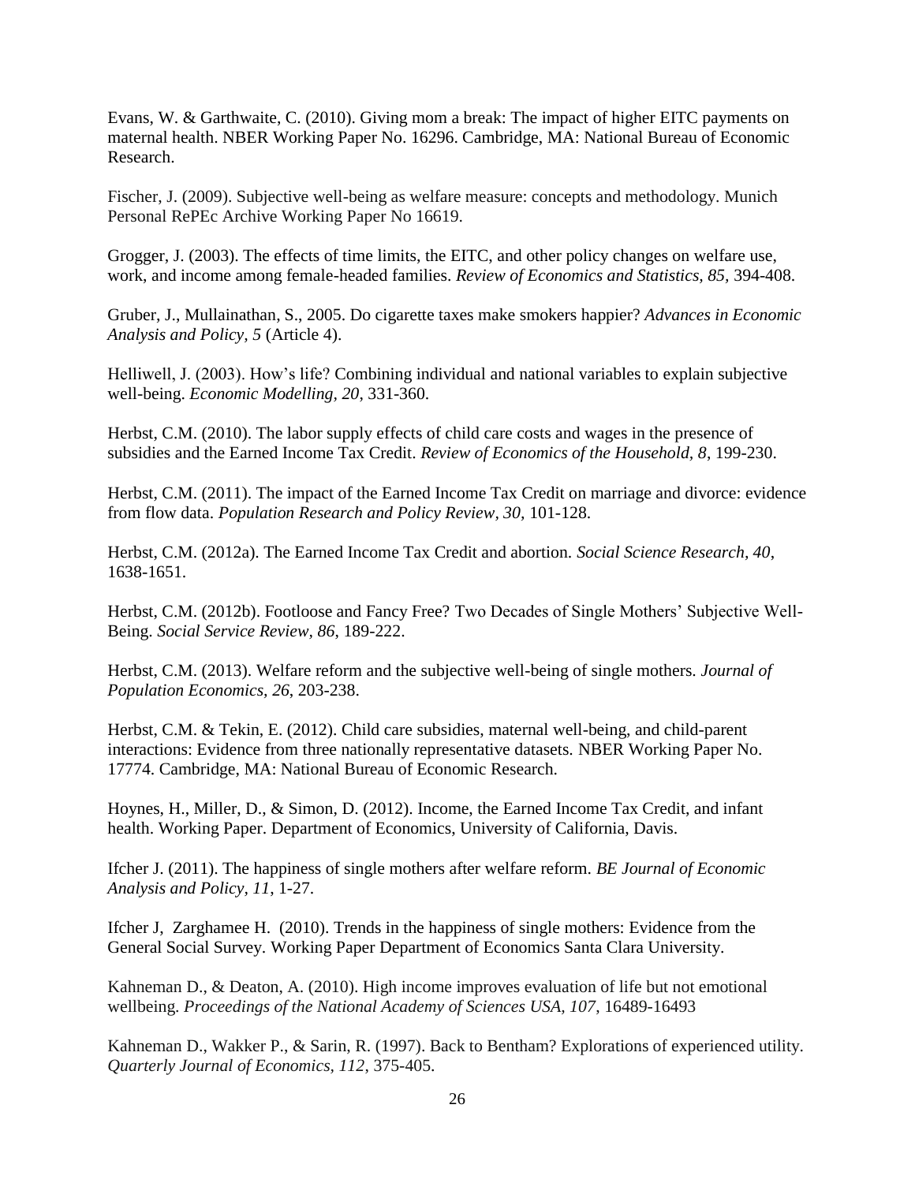Evans, W. & Garthwaite, C. (2010). Giving mom a break: The impact of higher EITC payments on maternal health. NBER Working Paper No. 16296. Cambridge, MA: National Bureau of Economic Research.

Fischer, J. (2009). Subjective well-being as welfare measure: concepts and methodology. Munich Personal RePEc Archive Working Paper No 16619.

Grogger, J. (2003). The effects of time limits, the EITC, and other policy changes on welfare use, work, and income among female-headed families. *Review of Economics and Statistics, 85*, 394-408.

Gruber, J., Mullainathan, S., 2005. Do cigarette taxes make smokers happier? *Advances in Economic Analysis and Policy, 5* (Article 4).

Helliwell, J. (2003). How's life? Combining individual and national variables to explain subjective well-being. *Economic Modelling, 20*, 331-360.

Herbst, C.M. (2010). The labor supply effects of child care costs and wages in the presence of subsidies and the Earned Income Tax Credit. *Review of Economics of the Household*, *8*, 199-230.

Herbst, C.M. (2011). The impact of the Earned Income Tax Credit on marriage and divorce: evidence from flow data. *Population Research and Policy Review*, *30*, 101-128.

Herbst, C.M. (2012a). The Earned Income Tax Credit and abortion. *Social Science Research*, *40*, 1638-1651.

Herbst, C.M. (2012b). Footloose and Fancy Free? Two Decades of Single Mothers' Subjective Well-Being. *Social Service Review*, *86*, 189-222.

Herbst, C.M. (2013). Welfare reform and the subjective well-being of single mothers. *Journal of Population Economics, 26*, 203-238.

Herbst, C.M. & Tekin, E. (2012). Child care subsidies, maternal well-being, and child-parent interactions: Evidence from three nationally representative datasets. NBER Working Paper No. 17774. Cambridge, MA: National Bureau of Economic Research.

Hoynes, H., Miller, D., & Simon, D. (2012). Income, the Earned Income Tax Credit, and infant health. Working Paper. Department of Economics, University of California, Davis.

Ifcher J. (2011). The happiness of single mothers after welfare reform. *BE Journal of Economic Analysis and Policy, 11*, 1-27.

Ifcher J, Zarghamee H. (2010). Trends in the happiness of single mothers: Evidence from the General Social Survey. Working Paper Department of Economics Santa Clara University.

Kahneman D., & Deaton, A. (2010). High income improves evaluation of life but not emotional wellbeing. *Proceedings of the National Academy of Sciences USA, 107*, 16489-16493

Kahneman D., Wakker P., & Sarin, R. (1997). Back to Bentham? Explorations of experienced utility. *Quarterly Journal of Economics, 112*, 375-405.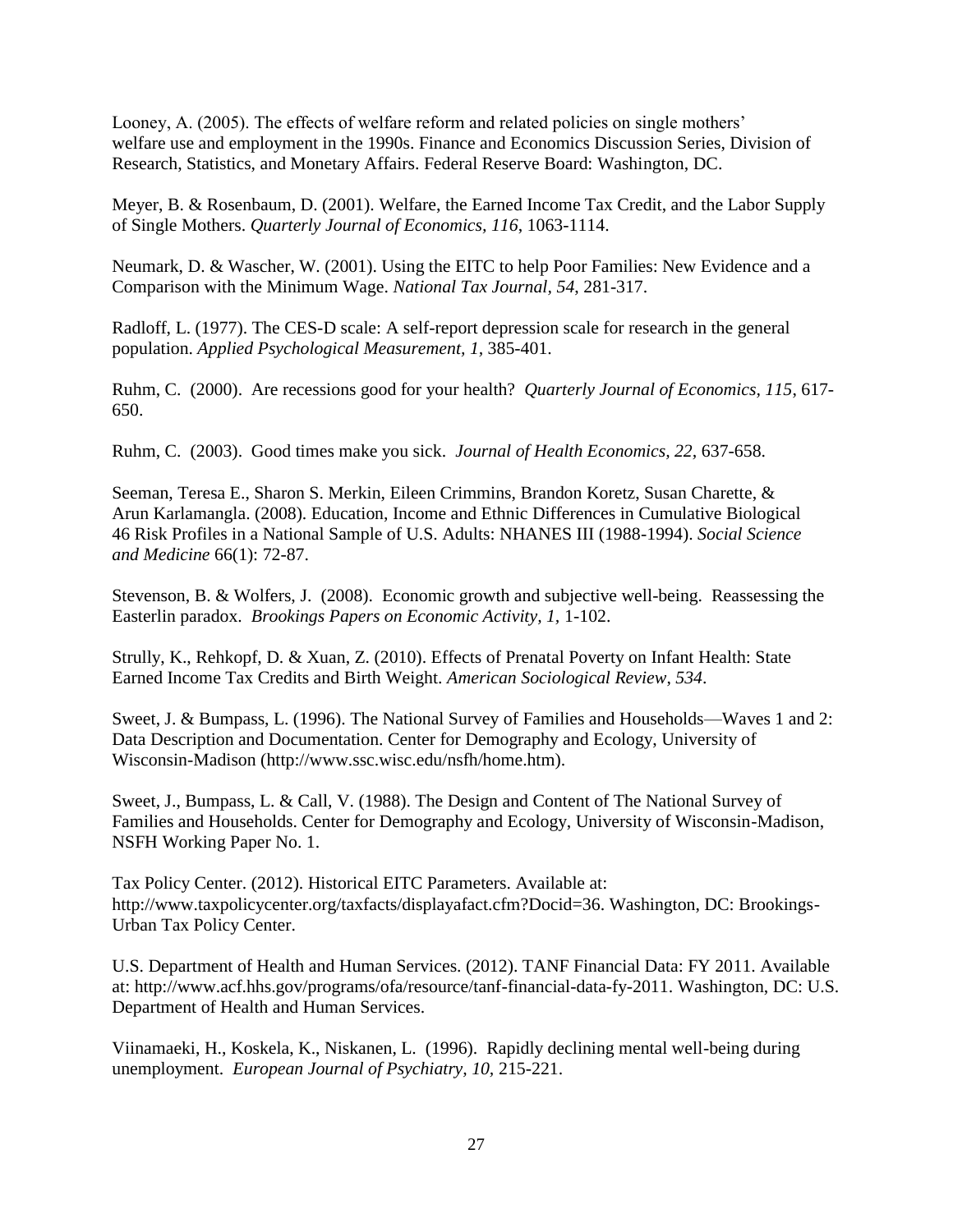Looney, A. (2005). The effects of welfare reform and related policies on single mothers' welfare use and employment in the 1990s. Finance and Economics Discussion Series, Division of Research, Statistics, and Monetary Affairs. Federal Reserve Board: Washington, DC.

Meyer, B. & Rosenbaum, D. (2001). Welfare, the Earned Income Tax Credit, and the Labor Supply of Single Mothers. *Quarterly Journal of Economics, 116*, 1063-1114.

Neumark, D. & Wascher, W. (2001). Using the EITC to help Poor Families: New Evidence and a Comparison with the Minimum Wage. *National Tax Journal, 54*, 281-317.

Radloff, L. (1977). The CES-D scale: A self-report depression scale for research in the general population. *Applied Psychological Measurement, 1*, 385-401.

Ruhm, C. (2000). Are recessions good for your health? *Quarterly Journal of Economics, 115*, 617-650.

Ruhm, C. (2003). Good times make you sick. *Journal of Health Economics, 22*, 637-658.

Seeman, Teresa E., Sharon S. Merkin, Eileen Crimmins, Brandon Koretz, Susan Charette, & Arun Karlamangla. (2008). Education, Income and Ethnic Differences in Cumulative Biological 46 Risk Profiles in a National Sample of U.S. Adults: NHANES III (1988-1994). *Social Science and Medicine* 66(1): 72-87.

Stevenson, B. & Wolfers, J. (2008). Economic growth and subjective well-being. Reassessing the Easterlin paradox. *Brookings Papers on Economic Activity, 1*, 1-102.

Strully, K., Rehkopf, D. & Xuan, Z. (2010). Effects of Prenatal Poverty on Infant Health: State Earned Income Tax Credits and Birth Weight. *American Sociological Review*, *534*.

Sweet, J. & Bumpass, L. (1996). The National Survey of Families and Households—Waves 1 and 2: Data Description and Documentation. Center for Demography and Ecology, University of Wisconsin-Madison (http://www.ssc.wisc.edu/nsfh/home.htm).

Sweet, J., Bumpass, L. & Call, V. (1988). The Design and Content of The National Survey of Families and Households. Center for Demography and Ecology, University of Wisconsin-Madison, NSFH Working Paper No. 1.

Tax Policy Center. (2012). Historical EITC Parameters. Available at: http://www.taxpolicycenter.org/taxfacts/displayafact.cfm?Docid=36. Washington, DC: Brookings-Urban Tax Policy Center.

U.S. Department of Health and Human Services. (2012). TANF Financial Data: FY 2011. Available at: http://www.acf.hhs.gov/programs/ofa/resource/tanf-financial-data-fy-2011. Washington, DC: U.S. Department of Health and Human Services.

Viinamaeki, H., Koskela, K., Niskanen, L. (1996). Rapidly declining mental well-being during unemployment. *European Journal of Psychiatry, 10*, 215-221.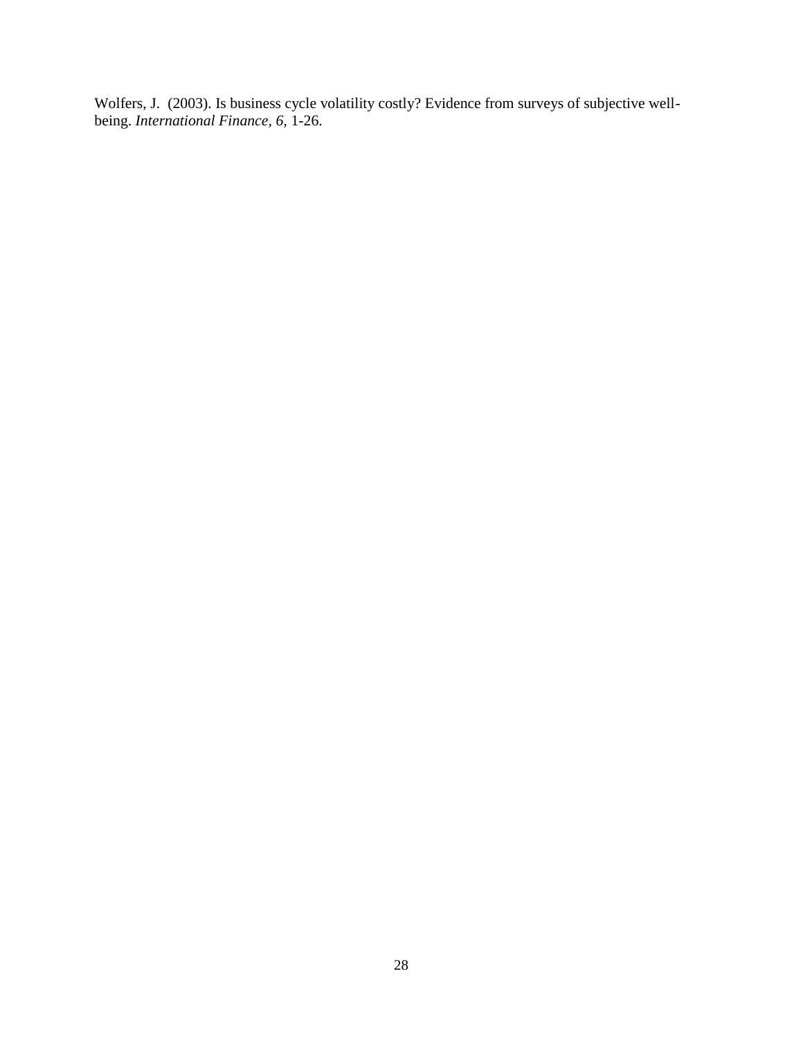Wolfers, J. (2003). Is business cycle volatility costly? Evidence from surveys of subjective well-being. *International Finance, 6,* 1-26.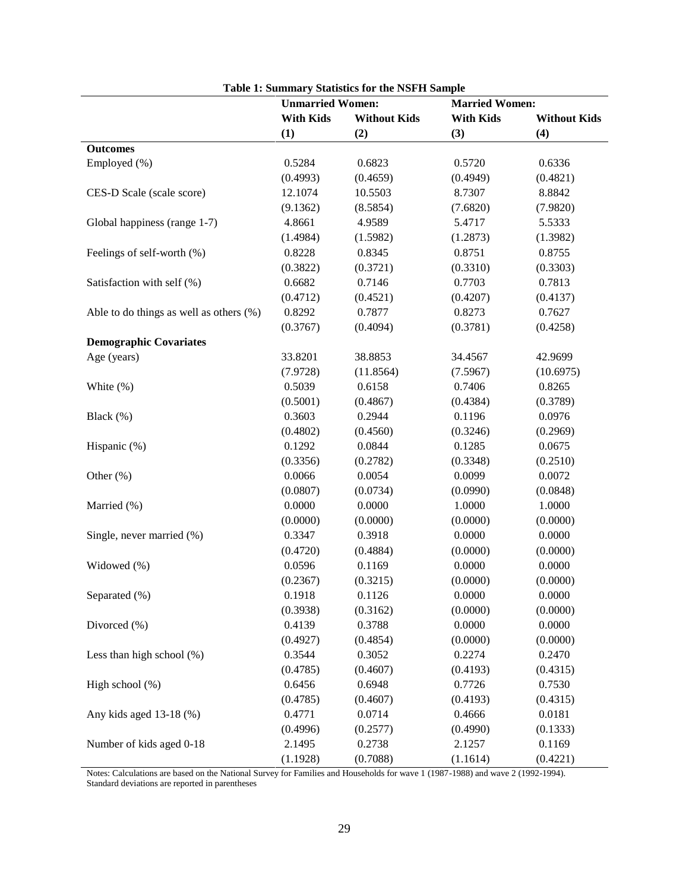**Table 1: Summary Statistics for the NSFH Sample**

| | Unmarried Women: | | Married Women: | |
|---|---|---|---|---|
| | With Kids | Without Kids | With Kids | Without Kids |
| | (1) | (2) | (3) | (4) |
| **Outcomes** | | | | |
| Employed (%) | 0.5284 | 0.6823 | 0.5720 | 0.6336 |
| | (0.4993) | (0.4659) | (0.4949) | (0.4821) |
| CES-D Scale (scale score) | 12.1074 | 10.5503 | 8.7307 | 8.8842 |
| | (9.1362) | (8.5854) | (7.6820) | (7.9820) |
| Global happiness (range 1-7) | 4.8661 | 4.9589 | 5.4717 | 5.5333 |
| | (1.4984) | (1.5982) | (1.2873) | (1.3982) |
| Feelings of self-worth (%) | 0.8228 | 0.8345 | 0.8751 | 0.8755 |
| | (0.3822) | (0.3721) | (0.3310) | (0.3303) |
| Satisfaction with self (%) | 0.6682 | 0.7146 | 0.7703 | 0.7813 |
| | (0.4712) | (0.4521) | (0.4207) | (0.4137) |
| Able to do things as well as others (%) | 0.8292 | 0.7877 | 0.8273 | 0.7627 |
| | (0.3767) | (0.4094) | (0.3781) | (0.4258) |
| **Demographic Covariates** | | | | |
| Age (years) | 33.8201 | 38.8853 | 34.4567 | 42.9699 |
| | (7.9728) | (11.8564) | (7.5967) | (10.6975) |
| White (%) | 0.5039 | 0.6158 | 0.7406 | 0.8265 |
| | (0.5001) | (0.4867) | (0.4384) | (0.3789) |
| Black (%) | 0.3603 | 0.2944 | 0.1196 | 0.0976 |
| | (0.4802) | (0.4560) | (0.3246) | (0.2969) |
| Hispanic (%) | 0.1292 | 0.0844 | 0.1285 | 0.0675 |
| | (0.3356) | (0.2782) | (0.3348) | (0.2510) |
| Other (%) | 0.0066 | 0.0054 | 0.0099 | 0.0072 |
| | (0.0807) | (0.0734) | (0.0990) | (0.0848) |
| Married (%) | 0.0000 | 0.0000 | 1.0000 | 1.0000 |
| | (0.0000) | (0.0000) | (0.0000) | (0.0000) |
| Single, never married (%) | 0.3347 | 0.3918 | 0.0000 | 0.0000 |
| | (0.4720) | (0.4884) | (0.0000) | (0.0000) |
| Widowed (%) | 0.0596 | 0.1169 | 0.0000 | 0.0000 |
| | (0.2367) | (0.3215) | (0.0000) | (0.0000) |
| Separated (%) | 0.1918 | 0.1126 | 0.0000 | 0.0000 |
| | (0.3938) | (0.3162) | (0.0000) | (0.0000) |
| Divorced (%) | 0.4139 | 0.3788 | 0.0000 | 0.0000 |
| | (0.4927) | (0.4854) | (0.0000) | (0.0000) |
| Less than high school (%) | 0.3544 | 0.3052 | 0.2274 | 0.2470 |
| | (0.4785) | (0.4607) | (0.4193) | (0.4315) |
| High school (%) | 0.6456 | 0.6948 | 0.7726 | 0.7530 |
| | (0.4785) | (0.4607) | (0.4193) | (0.4315) |
| Any kids aged 13-18 (%) | 0.4771 | 0.0714 | 0.4666 | 0.0181 |
| | (0.4996) | (0.2577) | (0.4990) | (0.1333) |
| Number of kids aged 0-18 | 2.1495 | 0.2738 | 2.1257 | 0.1169 |
| | (1.1928) | (0.7088) | (1.1614) | (0.4221) |

Notes: Calculations are based on the National Survey for Families and Households for wave 1 (1987-1988) and wave 2 (1992-1994). Standard deviations are reported in parentheses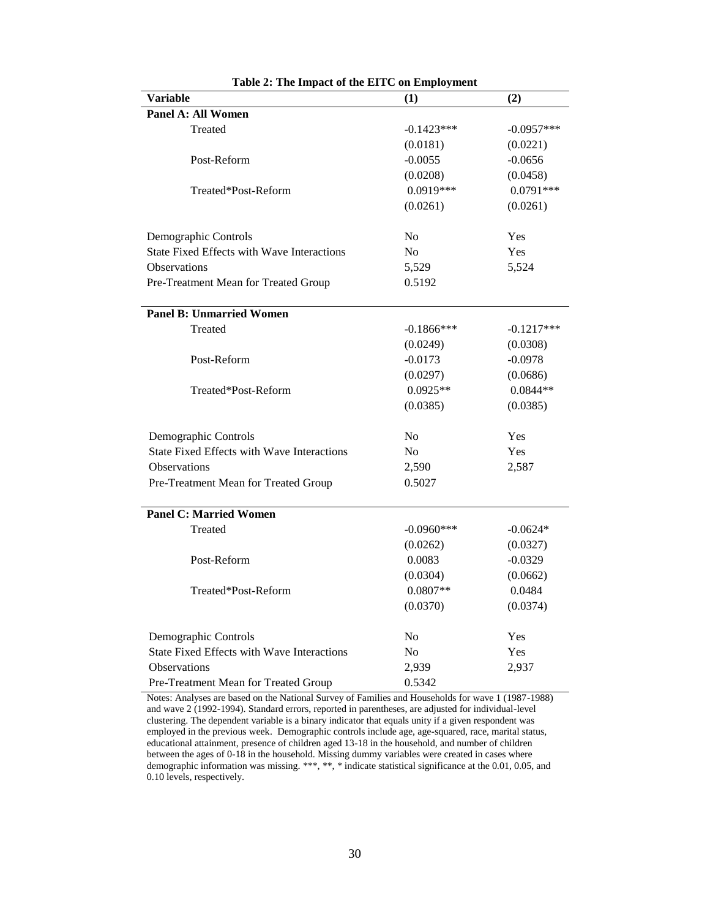**Table 2: The Impact of the EITC on Employment**

| Variable | (1) | (2) |
|---|---|---|
| **Panel A: All Women** | | |
| Treated | -0.1423*** | -0.0957*** |
| | (0.0181) | (0.0221) |
| Post-Reform | -0.0055 | -0.0656 |
| | (0.0208) | (0.0458) |
| Treated*Post-Reform | 0.0919*** | 0.0791*** |
| | (0.0261) | (0.0261) |
| Demographic Controls | No | Yes |
| State Fixed Effects with Wave Interactions | No | Yes |
| Observations | 5,529 | 5,524 |
| Pre-Treatment Mean for Treated Group | 0.5192 | |
| **Panel B: Unmarried Women** | | |
| Treated | -0.1866*** | -0.1217*** |
| | (0.0249) | (0.0308) |
| Post-Reform | -0.0173 | -0.0978 |
| | (0.0297) | (0.0686) |
| Treated*Post-Reform | 0.0925** | 0.0844** |
| | (0.0385) | (0.0385) |
| Demographic Controls | No | Yes |
| State Fixed Effects with Wave Interactions | No | Yes |
| Observations | 2,590 | 2,587 |
| Pre-Treatment Mean for Treated Group | 0.5027 | |
| **Panel C: Married Women** | | |
| Treated | -0.0960*** | -0.0624* |
| | (0.0262) | (0.0327) |
| Post-Reform | 0.0083 | -0.0329 |
| | (0.0304) | (0.0662) |
| Treated*Post-Reform | 0.0807** | 0.0484 |
| | (0.0370) | (0.0374) |
| Demographic Controls | No | Yes |
| State Fixed Effects with Wave Interactions | No | Yes |
| Observations | 2,939 | 2,937 |
| Pre-Treatment Mean for Treated Group | 0.5342 | |

Notes: Analyses are based on the National Survey of Families and Households for wave 1 (1987-1988) and wave 2 (1992-1994). Standard errors, reported in parentheses, are adjusted for individual-level clustering. The dependent variable is a binary indicator that equals unity if a given respondent was employed in the previous week. Demographic controls include age, age-squared, race, marital status, educational attainment, presence of children aged 13-18 in the household, and number of children between the ages of 0-18 in the household. Missing dummy variables were created in cases where demographic information was missing. ***, **, * indicate statistical significance at the 0.01, 0.05, and 0.10 levels, respectively.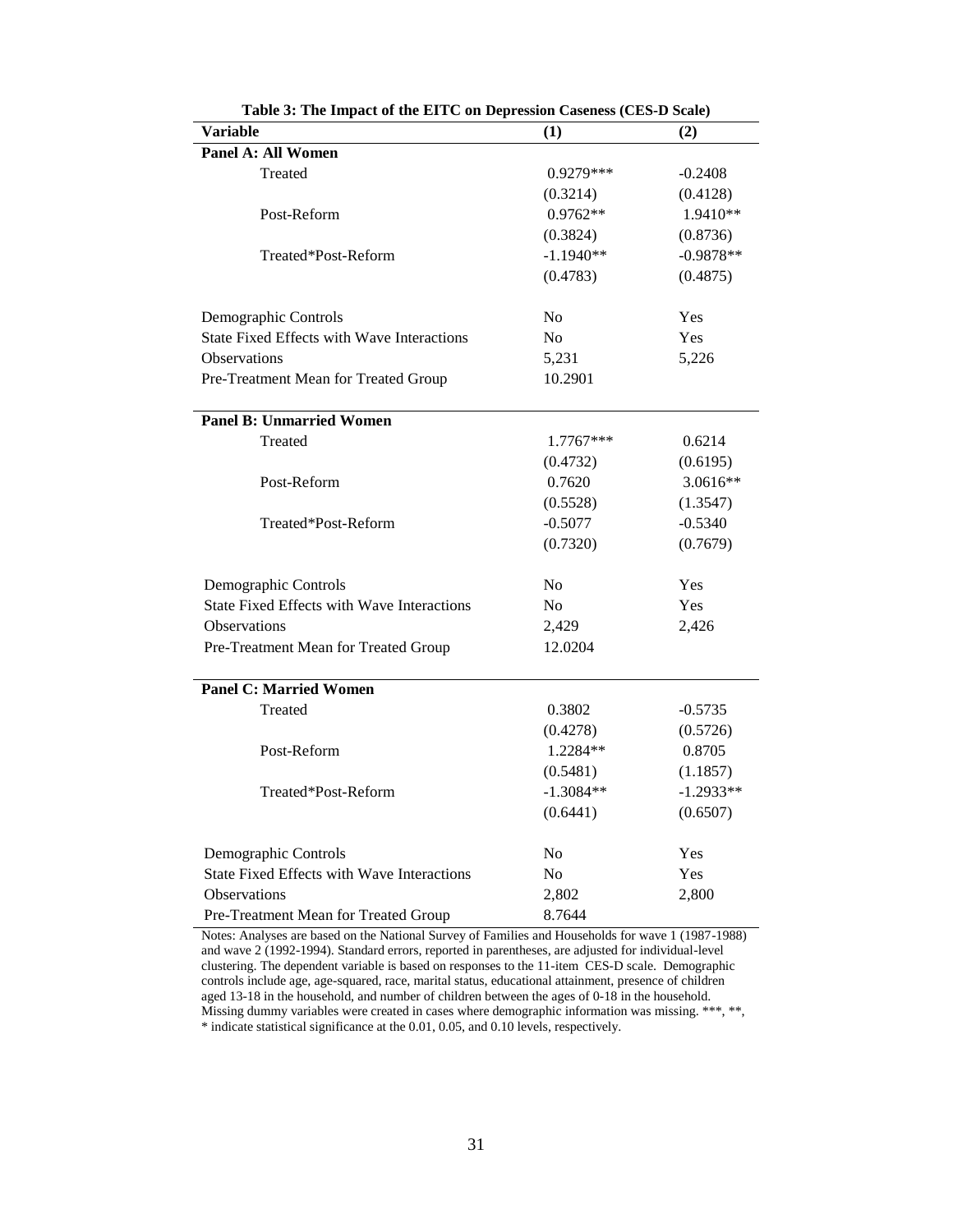**Table 3: The Impact of the EITC on Depression Caseness (CES-D Scale)**

| Variable | (1) | (2) |
|---|---|---|
| **Panel A: All Women** | | |
| Treated | 0.9279*** | -0.2408 |
| | (0.3214) | (0.4128) |
| Post-Reform | 0.9762** | 1.9410** |
| | (0.3824) | (0.8736) |
| Treated*Post-Reform | -1.1940** | -0.9878** |
| | (0.4783) | (0.4875) |
| Demographic Controls | No | Yes |
| State Fixed Effects with Wave Interactions | No | Yes |
| Observations | 5,231 | 5,226 |
| Pre-Treatment Mean for Treated Group | 10.2901 | |
| **Panel B: Unmarried Women** | | |
| Treated | 1.7767*** | 0.6214 |
| | (0.4732) | (0.6195) |
| Post-Reform | 0.7620 | 3.0616** |
| | (0.5528) | (1.3547) |
| Treated*Post-Reform | -0.5077 | -0.5340 |
| | (0.7320) | (0.7679) |
| Demographic Controls | No | Yes |
| State Fixed Effects with Wave Interactions | No | Yes |
| Observations | 2,429 | 2,426 |
| Pre-Treatment Mean for Treated Group | 12.0204 | |
| **Panel C: Married Women** | | |
| Treated | 0.3802 | -0.5735 |
| | (0.4278) | (0.5726) |
| Post-Reform | 1.2284** | 0.8705 |
| | (0.5481) | (1.1857) |
| Treated*Post-Reform | -1.3084** | -1.2933** |
| | (0.6441) | (0.6507) |
| Demographic Controls | No | Yes |
| State Fixed Effects with Wave Interactions | No | Yes |
| Observations | 2,802 | 2,800 |
| Pre-Treatment Mean for Treated Group | 8.7644 | |

Notes: Analyses are based on the National Survey of Families and Households for wave 1 (1987-1988) and wave 2 (1992-1994). Standard errors, reported in parentheses, are adjusted for individual-level clustering. The dependent variable is based on responses to the 11-item CES-D scale. Demographic controls include age, age-squared, race, marital status, educational attainment, presence of children aged 13-18 in the household, and number of children between the ages of 0-18 in the household. Missing dummy variables were created in cases where demographic information was missing. ***, **, * indicate statistical significance at the 0.01, 0.05, and 0.10 levels, respectively.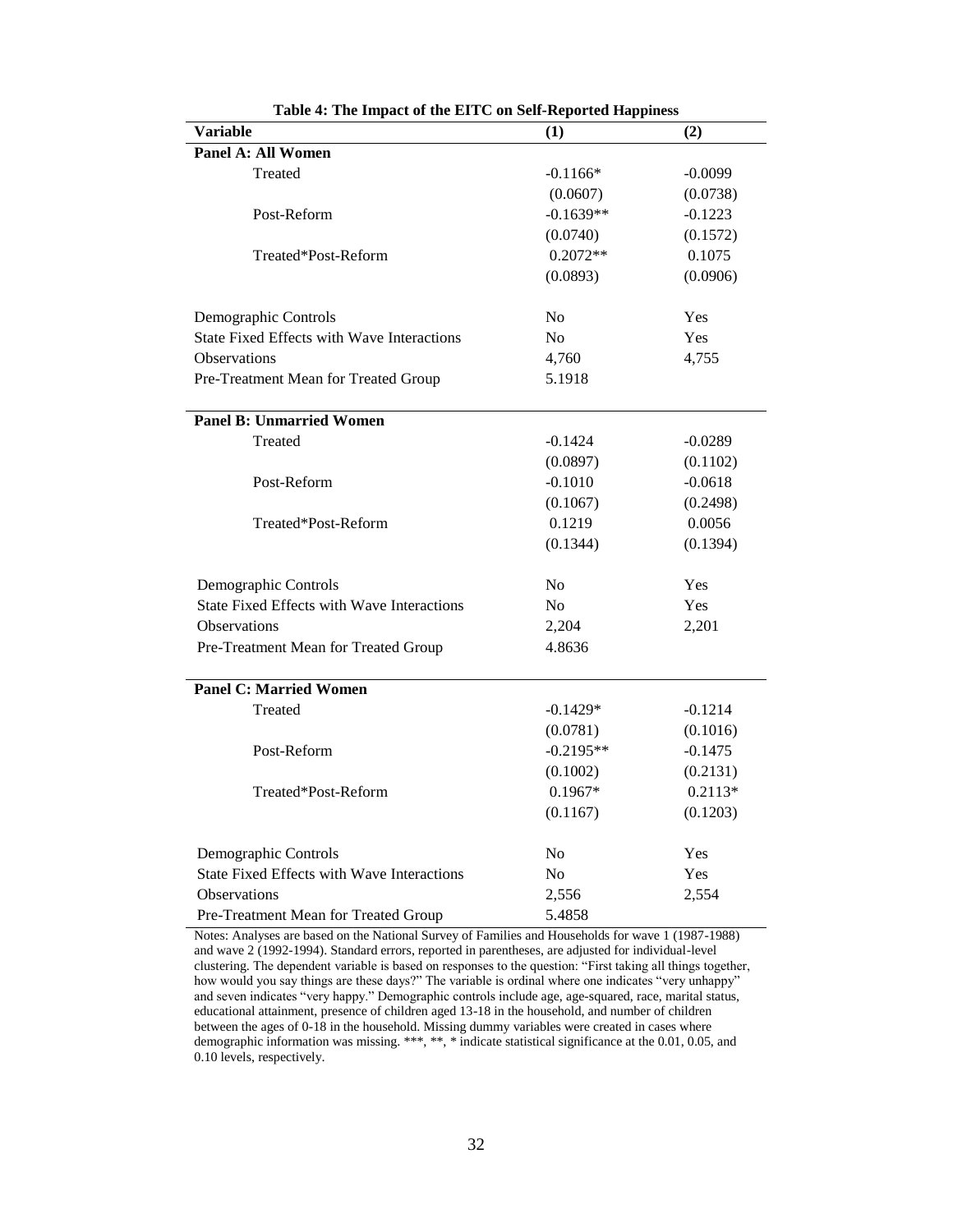**Table 4: The Impact of the EITC on Self-Reported Happiness**

| Variable | (1) | (2) |
|---|---|---|
| **Panel A: All Women** | | |
| Treated | -0.1166* | -0.0099 |
| | (0.0607) | (0.0738) |
| Post-Reform | -0.1639** | -0.1223 |
| | (0.0740) | (0.1572) |
| Treated*Post-Reform | 0.2072** | 0.1075 |
| | (0.0893) | (0.0906) |
| Demographic Controls | No | Yes |
| State Fixed Effects with Wave Interactions | No | Yes |
| Observations | 4,760 | 4,755 |
| Pre-Treatment Mean for Treated Group | 5.1918 | |
| **Panel B: Unmarried Women** | | |
| Treated | -0.1424 | -0.0289 |
| | (0.0897) | (0.1102) |
| Post-Reform | -0.1010 | -0.0618 |
| | (0.1067) | (0.2498) |
| Treated*Post-Reform | 0.1219 | 0.0056 |
| | (0.1344) | (0.1394) |
| Demographic Controls | No | Yes |
| State Fixed Effects with Wave Interactions | No | Yes |
| Observations | 2,204 | 2,201 |
| Pre-Treatment Mean for Treated Group | 4.8636 | |
| **Panel C: Married Women** | | |
| Treated | -0.1429* | -0.1214 |
| | (0.0781) | (0.1016) |
| Post-Reform | -0.2195** | -0.1475 |
| | (0.1002) | (0.2131) |
| Treated*Post-Reform | 0.1967* | 0.2113* |
| | (0.1167) | (0.1203) |
| Demographic Controls | No | Yes |
| State Fixed Effects with Wave Interactions | No | Yes |
| Observations | 2,556 | 2,554 |
| Pre-Treatment Mean for Treated Group | 5.4858 | |

Notes: Analyses are based on the National Survey of Families and Households for wave 1 (1987-1988) and wave 2 (1992-1994). Standard errors, reported in parentheses, are adjusted for individual-level clustering. The dependent variable is based on responses to the question: "First taking all things together, how would you say things are these days?" The variable is ordinal where one indicates "very unhappy" and seven indicates "very happy." Demographic controls include age, age-squared, race, marital status, educational attainment, presence of children aged 13-18 in the household, and number of children between the ages of 0-18 in the household. Missing dummy variables were created in cases where demographic information was missing. ***, **, * indicate statistical significance at the 0.01, 0.05, and 0.10 levels, respectively.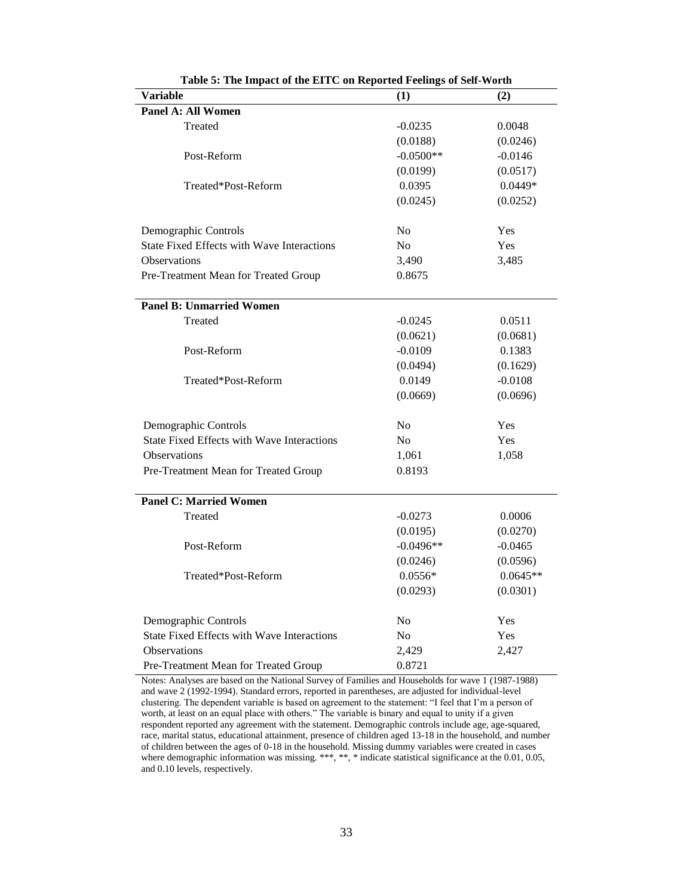**Table 5: The Impact of the EITC on Reported Feelings of Self-Worth**

| Variable | (1) | (2) |
|---|---|---|
| **Panel A: All Women** | | |
| Treated | -0.0235 | 0.0048 |
| | (0.0188) | (0.0246) |
| Post-Reform | -0.0500** | -0.0146 |
| | (0.0199) | (0.0517) |
| Treated*Post-Reform | 0.0395 | 0.0449* |
| | (0.0245) | (0.0252) |
| Demographic Controls | No | Yes |
| State Fixed Effects with Wave Interactions | No | Yes |
| Observations | 3,490 | 3,485 |
| Pre-Treatment Mean for Treated Group | 0.8675 | |
| **Panel B: Unmarried Women** | | |
| Treated | -0.0245 | 0.0511 |
| | (0.0621) | (0.0681) |
| Post-Reform | -0.0109 | 0.1383 |
| | (0.0494) | (0.1629) |
| Treated*Post-Reform | 0.0149 | -0.0108 |
| | (0.0669) | (0.0696) |
| Demographic Controls | No | Yes |
| State Fixed Effects with Wave Interactions | No | Yes |
| Observations | 1,061 | 1,058 |
| Pre-Treatment Mean for Treated Group | 0.8193 | |
| **Panel C: Married Women** | | |
| Treated | -0.0273 | 0.0006 |
| | (0.0195) | (0.0270) |
| Post-Reform | -0.0496** | -0.0465 |
| | (0.0246) | (0.0596) |
| Treated*Post-Reform | 0.0556* | 0.0645** |
| | (0.0293) | (0.0301) |
| Demographic Controls | No | Yes |
| State Fixed Effects with Wave Interactions | No | Yes |
| Observations | 2,429 | 2,427 |
| Pre-Treatment Mean for Treated Group | 0.8721 | |

Notes: Analyses are based on the National Survey of Families and Households for wave 1 (1987-1988) and wave 2 (1992-1994). Standard errors, reported in parentheses, are adjusted for individual-level clustering. The dependent variable is based on agreement to the statement: "I feel that I'm a person of worth, at least on an equal place with others." The variable is binary and equal to unity if a given respondent reported any agreement with the statement. Demographic controls include age, age-squared, race, marital status, educational attainment, presence of children aged 13-18 in the household, and number of children between the ages of 0-18 in the household. Missing dummy variables were created in cases where demographic information was missing. ***, **, * indicate statistical significance at the 0.01, 0.05, and 0.10 levels, respectively.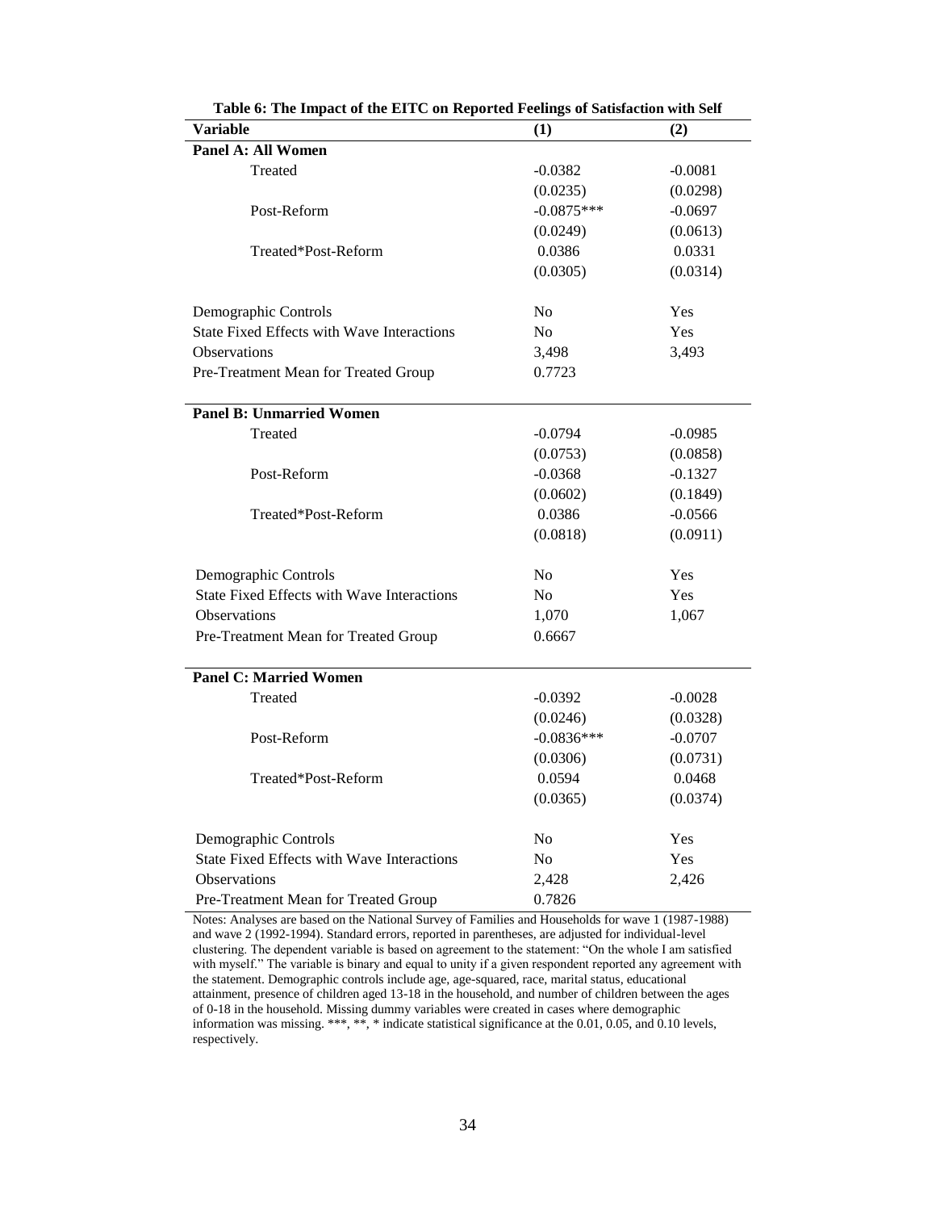**Table 6: The Impact of the EITC on Reported Feelings of Satisfaction with Self**

| Variable | (1) | (2) |
|---|---|---|
| **Panel A: All Women** | | |
| Treated | -0.0382 | -0.0081 |
| | (0.0235) | (0.0298) |
| Post-Reform | -0.0875*** | -0.0697 |
| | (0.0249) | (0.0613) |
| Treated*Post-Reform | 0.0386 | 0.0331 |
| | (0.0305) | (0.0314) |
| Demographic Controls | No | Yes |
| State Fixed Effects with Wave Interactions | No | Yes |
| Observations | 3,498 | 3,493 |
| Pre-Treatment Mean for Treated Group | 0.7723 | |
| **Panel B: Unmarried Women** | | |
| Treated | -0.0794 | -0.0985 |
| | (0.0753) | (0.0858) |
| Post-Reform | -0.0368 | -0.1327 |
| | (0.0602) | (0.1849) |
| Treated*Post-Reform | 0.0386 | -0.0566 |
| | (0.0818) | (0.0911) |
| Demographic Controls | No | Yes |
| State Fixed Effects with Wave Interactions | No | Yes |
| Observations | 1,070 | 1,067 |
| Pre-Treatment Mean for Treated Group | 0.6667 | |
| **Panel C: Married Women** | | |
| Treated | -0.0392 | -0.0028 |
| | (0.0246) | (0.0328) |
| Post-Reform | -0.0836*** | -0.0707 |
| | (0.0306) | (0.0731) |
| Treated*Post-Reform | 0.0594 | 0.0468 |
| | (0.0365) | (0.0374) |
| Demographic Controls | No | Yes |
| State Fixed Effects with Wave Interactions | No | Yes |
| Observations | 2,428 | 2,426 |
| Pre-Treatment Mean for Treated Group | 0.7826 | |

Notes: Analyses are based on the National Survey of Families and Households for wave 1 (1987-1988) and wave 2 (1992-1994). Standard errors, reported in parentheses, are adjusted for individual-level clustering. The dependent variable is based on agreement to the statement: "On the whole I am satisfied with myself." The variable is binary and equal to unity if a given respondent reported any agreement with the statement. Demographic controls include age, age-squared, race, marital status, educational attainment, presence of children aged 13-18 in the household, and number of children between the ages of 0-18 in the household. Missing dummy variables were created in cases where demographic information was missing. ***, **, * indicate statistical significance at the 0.01, 0.05, and 0.10 levels, respectively.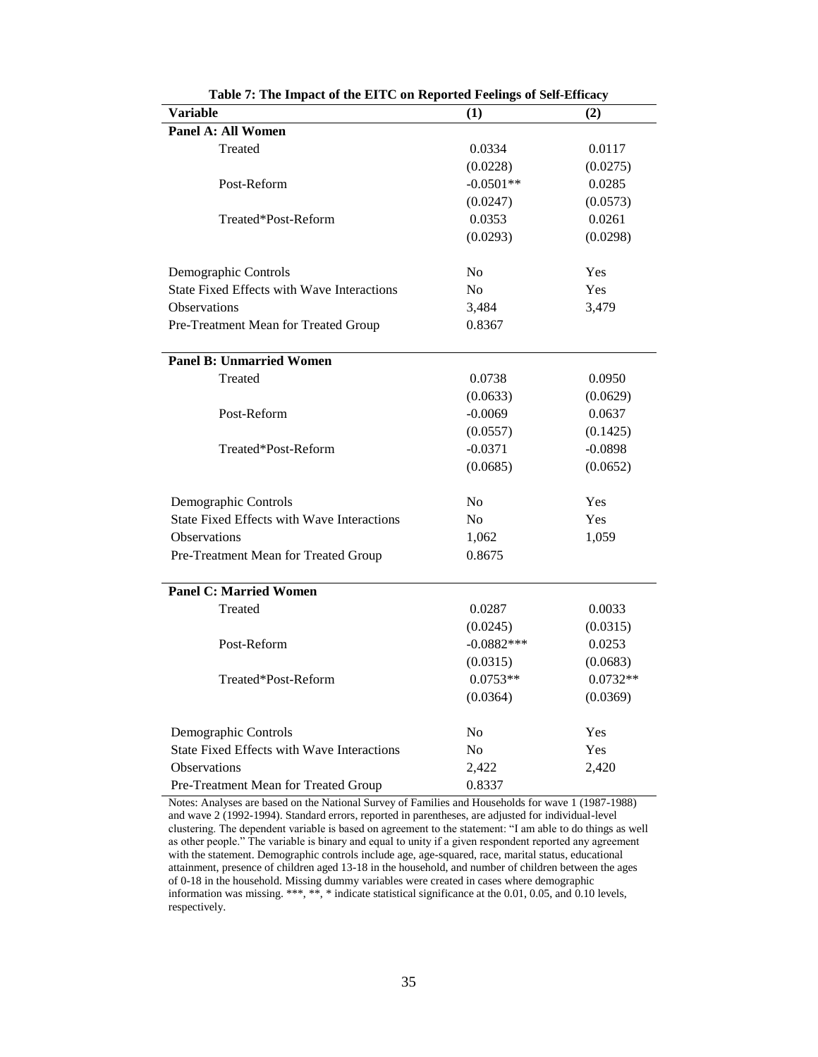**Table 7: The Impact of the EITC on Reported Feelings of Self-Efficacy**

| Variable | (1) | (2) |
|---|---|---|
| **Panel A: All Women** | | |
| Treated | 0.0334 | 0.0117 |
| | (0.0228) | (0.0275) |
| Post-Reform | -0.0501** | 0.0285 |
| | (0.0247) | (0.0573) |
| Treated*Post-Reform | 0.0353 | 0.0261 |
| | (0.0293) | (0.0298) |
| Demographic Controls | No | Yes |
| State Fixed Effects with Wave Interactions | No | Yes |
| Observations | 3,484 | 3,479 |
| Pre-Treatment Mean for Treated Group | 0.8367 | |
| **Panel B: Unmarried Women** | | |
| Treated | 0.0738 | 0.0950 |
| | (0.0633) | (0.0629) |
| Post-Reform | -0.0069 | 0.0637 |
| | (0.0557) | (0.1425) |
| Treated*Post-Reform | -0.0371 | -0.0898 |
| | (0.0685) | (0.0652) |
| Demographic Controls | No | Yes |
| State Fixed Effects with Wave Interactions | No | Yes |
| Observations | 1,062 | 1,059 |
| Pre-Treatment Mean for Treated Group | 0.8675 | |
| **Panel C: Married Women** | | |
| Treated | 0.0287 | 0.0033 |
| | (0.0245) | (0.0315) |
| Post-Reform | -0.0882*** | 0.0253 |
| | (0.0315) | (0.0683) |
| Treated*Post-Reform | 0.0753** | 0.0732** |
| | (0.0364) | (0.0369) |
| Demographic Controls | No | Yes |
| State Fixed Effects with Wave Interactions | No | Yes |
| Observations | 2,422 | 2,420 |
| Pre-Treatment Mean for Treated Group | 0.8337 | |

Notes: Analyses are based on the National Survey of Families and Households for wave 1 (1987-1988) and wave 2 (1992-1994). Standard errors, reported in parentheses, are adjusted for individual-level clustering. The dependent variable is based on agreement to the statement: "I am able to do things as well as other people." The variable is binary and equal to unity if a given respondent reported any agreement with the statement. Demographic controls include age, age-squared, race, marital status, educational attainment, presence of children aged 13-18 in the household, and number of children between the ages of 0-18 in the household. Missing dummy variables were created in cases where demographic information was missing. ***, **, * indicate statistical significance at the 0.01, 0.05, and 0.10 levels, respectively.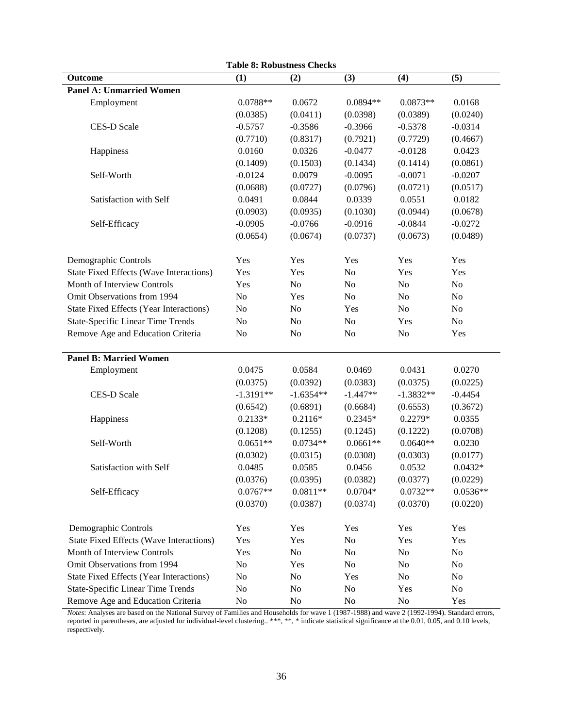**Table 8: Robustness Checks**

| Outcome | (1) | (2) | (3) | (4) | (5) |
|---|---|---|---|---|---|
| **Panel A: Unmarried Women** | | | | | |
| Employment | 0.0788** | 0.0672 | 0.0894** | 0.0873** | 0.0168 |
| | (0.0385) | (0.0411) | (0.0398) | (0.0389) | (0.0240) |
| CES-D Scale | -0.5757 | -0.3586 | -0.3966 | -0.5378 | -0.0314 |
| | (0.7710) | (0.8317) | (0.7921) | (0.7729) | (0.4667) |
| Happiness | 0.0160 | 0.0326 | -0.0477 | -0.0128 | 0.0423 |
| | (0.1409) | (0.1503) | (0.1434) | (0.1414) | (0.0861) |
| Self-Worth | -0.0124 | 0.0079 | -0.0095 | -0.0071 | -0.0207 |
| | (0.0688) | (0.0727) | (0.0796) | (0.0721) | (0.0517) |
| Satisfaction with Self | 0.0491 | 0.0844 | 0.0339 | 0.0551 | 0.0182 |
| | (0.0903) | (0.0935) | (0.1030) | (0.0944) | (0.0678) |
| Self-Efficacy | -0.0905 | -0.0766 | -0.0916 | -0.0844 | -0.0272 |
| | (0.0654) | (0.0674) | (0.0737) | (0.0673) | (0.0489) |
| Demographic Controls | Yes | Yes | Yes | Yes | Yes |
| State Fixed Effects (Wave Interactions) | Yes | Yes | No | Yes | Yes |
| Month of Interview Controls | Yes | No | No | No | No |
| Omit Observations from 1994 | No | Yes | No | No | No |
| State Fixed Effects (Year Interactions) | No | No | Yes | No | No |
| State-Specific Linear Time Trends | No | No | No | Yes | No |
| Remove Age and Education Criteria | No | No | No | No | Yes |
| **Panel B: Married Women** | | | | | |
| Employment | 0.0475 | 0.0584 | 0.0469 | 0.0431 | 0.0270 |
| | (0.0375) | (0.0392) | (0.0383) | (0.0375) | (0.0225) |
| CES-D Scale | -1.3191** | -1.6354** | -1.447** | -1.3832** | -0.4454 |
| | (0.6542) | (0.6891) | (0.6684) | (0.6553) | (0.3672) |
| Happiness | 0.2133* | 0.2116* | 0.2345* | 0.2279* | 0.0355 |
| | (0.1208) | (0.1255) | (0.1245) | (0.1222) | (0.0708) |
| Self-Worth | 0.0651** | 0.0734** | 0.0661** | 0.0640** | 0.0230 |
| | (0.0302) | (0.0315) | (0.0308) | (0.0303) | (0.0177) |
| Satisfaction with Self | 0.0485 | 0.0585 | 0.0456 | 0.0532 | 0.0432* |
| | (0.0376) | (0.0395) | (0.0382) | (0.0377) | (0.0229) |
| Self-Efficacy | 0.0767** | 0.0811** | 0.0704* | 0.0732** | 0.0536** |
| | (0.0370) | (0.0387) | (0.0374) | (0.0370) | (0.0220) |
| Demographic Controls | Yes | Yes | Yes | Yes | Yes |
| State Fixed Effects (Wave Interactions) | Yes | Yes | No | Yes | Yes |
| Month of Interview Controls | Yes | No | No | No | No |
| Omit Observations from 1994 | No | Yes | No | No | No |
| State Fixed Effects (Year Interactions) | No | No | Yes | No | No |
| State-Specific Linear Time Trends | No | No | No | Yes | No |
| Remove Age and Education Criteria | No | No | No | No | Yes |

*Notes*: Analyses are based on the National Survey of Families and Households for wave 1 (1987-1988) and wave 2 (1992-1994). Standard errors, reported in parentheses, are adjusted for individual-level clustering.. ***, **, * indicate statistical significance at the 0.01, 0.05, and 0.10 levels, respectively.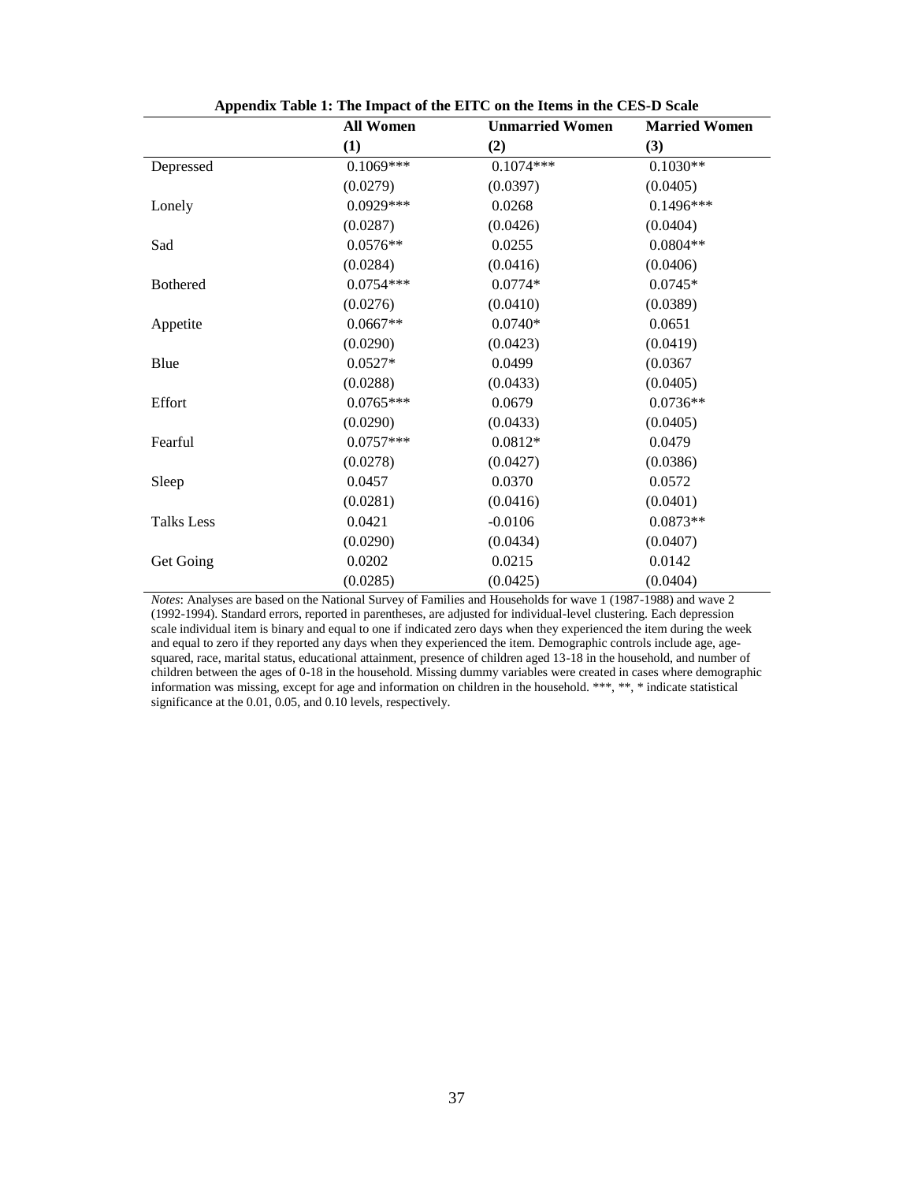**Appendix Table 1: The Impact of the EITC on the Items in the CES-D Scale**

| | All Women | Unmarried Women | Married Women |
|---|---|---|---|
| | (1) | (2) | (3) |
| Depressed | 0.1069*** | 0.1074*** | 0.1030** |
| | (0.0279) | (0.0397) | (0.0405) |
| Lonely | 0.0929*** | 0.0268 | 0.1496*** |
| | (0.0287) | (0.0426) | (0.0404) |
| Sad | 0.0576** | 0.0255 | 0.0804** |
| | (0.0284) | (0.0416) | (0.0406) |
| Bothered | 0.0754*** | 0.0774* | 0.0745* |
| | (0.0276) | (0.0410) | (0.0389) |
| Appetite | 0.0667** | 0.0740* | 0.0651 |
| | (0.0290) | (0.0423) | (0.0419) |
| Blue | 0.0527* | 0.0499 | (0.0367 |
| | (0.0288) | (0.0433) | (0.0405) |
| Effort | 0.0765*** | 0.0679 | 0.0736** |
| | (0.0290) | (0.0433) | (0.0405) |
| Fearful | 0.0757*** | 0.0812* | 0.0479 |
| | (0.0278) | (0.0427) | (0.0386) |
| Sleep | 0.0457 | 0.0370 | 0.0572 |
| | (0.0281) | (0.0416) | (0.0401) |
| Talks Less | 0.0421 | -0.0106 | 0.0873** |
| | (0.0290) | (0.0434) | (0.0407) |
| Get Going | 0.0202 | 0.0215 | 0.0142 |
| | (0.0285) | (0.0425) | (0.0404) |

*Notes*: Analyses are based on the National Survey of Families and Households for wave 1 (1987-1988) and wave 2 (1992-1994). Standard errors, reported in parentheses, are adjusted for individual-level clustering. Each depression scale individual item is binary and equal to one if indicated zero days when they experienced the item during the week and equal to zero if they reported any days when they experienced the item. Demographic controls include age, age-squared, race, marital status, educational attainment, presence of children aged 13-18 in the household, and number of children between the ages of 0-18 in the household. Missing dummy variables were created in cases where demographic information was missing, except for age and information on children in the household. ***, **, * indicate statistical significance at the 0.01, 0.05, and 0.10 levels, respectively.